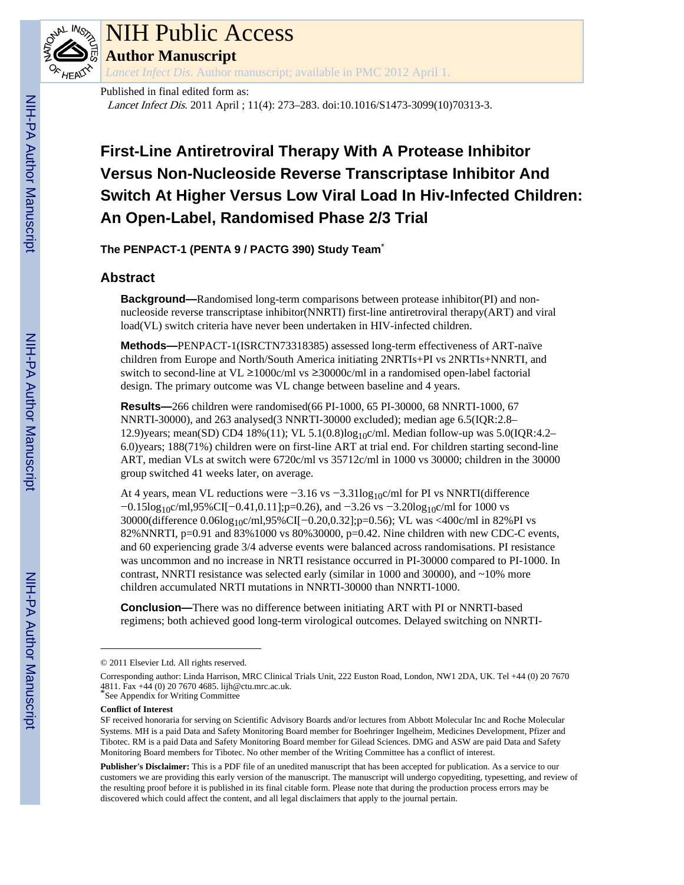Published in final edited form as:

*Lancet Infect Dis*. 2011 April ; 11(4): 273–283. doi:10.1016/S1473-3099(10)70313-3.

# First-Line Antiretroviral Therapy With A Protease Inhibitor Versus Non-Nucleoside Reverse Transcriptase Inhibitor And Switch At Higher Versus Low Viral Load In Hiv-Infected Children: An Open-Label, Randomised Phase 2/3 Trial

**The PENPACT-1 (PENTA 9 / PACTG 390) Study Team**[*]

## Abstract

**Background—**Randomised long-term comparisons between protease inhibitor(PI) and non-nucleoside reverse transcriptase inhibitor(NNRTI) first-line antiretroviral therapy(ART) and viral load(VL) switch criteria have never been undertaken in HIV-infected children.

**Methods—**PENPACT-1(ISRCTN73318385) assessed long-term effectiveness of ART-naïve children from Europe and North/South America initiating 2NRTIs+PI vs 2NRTIs+NNRTI, and switch to second-line at VL ≥1000c/ml vs ≥30000c/ml in a randomised open-label factorial design. The primary outcome was VL change between baseline and 4 years.

**Results—**266 children were randomised(66 PI-1000, 65 PI-30000, 68 NNRTI-1000, 67 NNRTI-30000), and 263 analysed(3 NNRTI-30000 excluded); median age 6.5(IQR:2.8–12.9)years; mean(SD) CD4 18%(11); VL 5.1(0.8)$\log_{10}$c/ml. Median follow-up was 5.0(IQR:4.2–6.0)years; 188(71%) children were on first-line ART at trial end. For children starting second-line ART, median VLs at switch were 6720c/ml vs 35712c/ml in 1000 vs 30000; children in the 30000 group switched 41 weeks later, on average.

At 4 years, mean VL reductions were −3.16 vs −3.31$\log_{10}$c/ml for PI vs NNRTI(difference −0.15$\log_{10}$c/ml,95%CI[−0.41,0.11];p=0.26), and −3.26 vs −3.20$\log_{10}$c/ml for 1000 vs 30000(difference 0.06$\log_{10}$c/ml,95%CI[−0.20,0.32];p=0.56); VL was <400c/ml in 82%PI vs 82%NNRTI, p=0.91 and 83%1000 vs 80%30000, p=0.42. Nine children with new CDC-C events, and 60 experiencing grade 3/4 adverse events were balanced across randomisations. PI resistance was uncommon and no increase in NRTI resistance occurred in PI-30000 compared to PI-1000. In contrast, NNRTI resistance was selected early (similar in 1000 and 30000), and ~10% more children accumulated NRTI mutations in NNRTI-30000 than NNRTI-1000.

**Conclusion—**There was no difference between initiating ART with PI or NNRTI-based regimens; both achieved good long-term virological outcomes. Delayed switching on NNRTI-

---

© 2011 Elsevier Ltd. All rights reserved.

Corresponding author: Linda Harrison, MRC Clinical Trials Unit, 222 Euston Road, London, NW1 2DA, UK. Tel +44 (0) 20 7670 4811. Fax +44 (0) 20 7670 4685. lijh@ctu.mrc.ac.uk.

[*]See Appendix for Writing Committee

**Conflict of Interest**

SF received honoraria for serving on Scientific Advisory Boards and/or lectures from Abbott Molecular Inc and Roche Molecular Systems. MH is a paid Data and Safety Monitoring Board member for Boehringer Ingelheim, Medicines Development, Pfizer and Tibotec. RM is a paid Data and Safety Monitoring Board member for Gilead Sciences. DMG and ASW are paid Data and Safety Monitoring Board members for Tibotec. No other member of the Writing Committee has a conflict of interest.

**Publisher's Disclaimer:** This is a PDF file of an unedited manuscript that has been accepted for publication. As a service to our customers we are providing this early version of the manuscript. The manuscript will undergo copyediting, typesetting, and review of the resulting proof before it is published in its final citable form. Please note that during the production process errors may be discovered which could affect the content, and all legal disclaimers that apply to the journal pertain.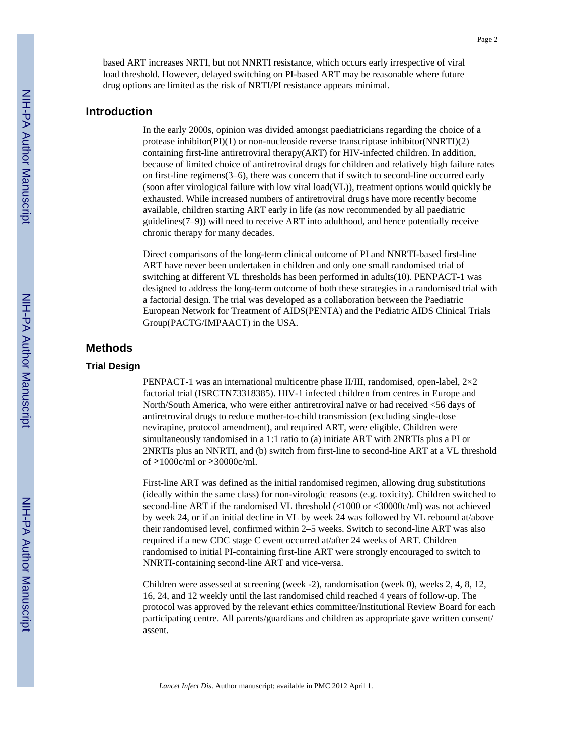based ART increases NRTI, but not NNRTI resistance, which occurs early irrespective of viral load threshold. However, delayed switching on PI-based ART may be reasonable where future drug options are limited as the risk of NRTI/PI resistance appears minimal.

## Introduction

In the early 2000s, opinion was divided amongst paediatricians regarding the choice of a protease inhibitor(PI)(1) or non-nucleoside reverse transcriptase inhibitor(NNRTI)(2) containing first-line antiretroviral therapy(ART) for HIV-infected children. In addition, because of limited choice of antiretroviral drugs for children and relatively high failure rates on first-line regimens(3–6), there was concern that if switch to second-line occurred early (soon after virological failure with low viral load(VL)), treatment options would quickly be exhausted. While increased numbers of antiretroviral drugs have more recently become available, children starting ART early in life (as now recommended by all paediatric guidelines(7–9)) will need to receive ART into adulthood, and hence potentially receive chronic therapy for many decades.

Direct comparisons of the long-term clinical outcome of PI and NNRTI-based first-line ART have never been undertaken in children and only one small randomised trial of switching at different VL thresholds has been performed in adults(10). PENPACT-1 was designed to address the long-term outcome of both these strategies in a randomised trial with a factorial design. The trial was developed as a collaboration between the Paediatric European Network for Treatment of AIDS(PENTA) and the Pediatric AIDS Clinical Trials Group(PACTG/IMPAACT) in the USA.

## Methods

### Trial Design

PENPACT-1 was an international multicentre phase II/III, randomised, open-label, 2×2 factorial trial (ISRCTN73318385). HIV-1 infected children from centres in Europe and North/South America, who were either antiretroviral naïve or had received <56 days of antiretroviral drugs to reduce mother-to-child transmission (excluding single-dose nevirapine, protocol amendment), and required ART, were eligible. Children were simultaneously randomised in a 1:1 ratio to (a) initiate ART with 2NRTIs plus a PI or 2NRTIs plus an NNRTI, and (b) switch from first-line to second-line ART at a VL threshold of ≥1000c/ml or ≥30000c/ml.

First-line ART was defined as the initial randomised regimen, allowing drug substitutions (ideally within the same class) for non-virologic reasons (e.g. toxicity). Children switched to second-line ART if the randomised VL threshold (<1000 or <30000c/ml) was not achieved by week 24, or if an initial decline in VL by week 24 was followed by VL rebound at/above their randomised level, confirmed within 2–5 weeks. Switch to second-line ART was also required if a new CDC stage C event occurred at/after 24 weeks of ART. Children randomised to initial PI-containing first-line ART were strongly encouraged to switch to NNRTI-containing second-line ART and vice-versa.

Children were assessed at screening (week -2), randomisation (week 0), weeks 2, 4, 8, 12, 16, 24, and 12 weekly until the last randomised child reached 4 years of follow-up. The protocol was approved by the relevant ethics committee/Institutional Review Board for each participating centre. All parents/guardians and children as appropriate gave written consent/assent.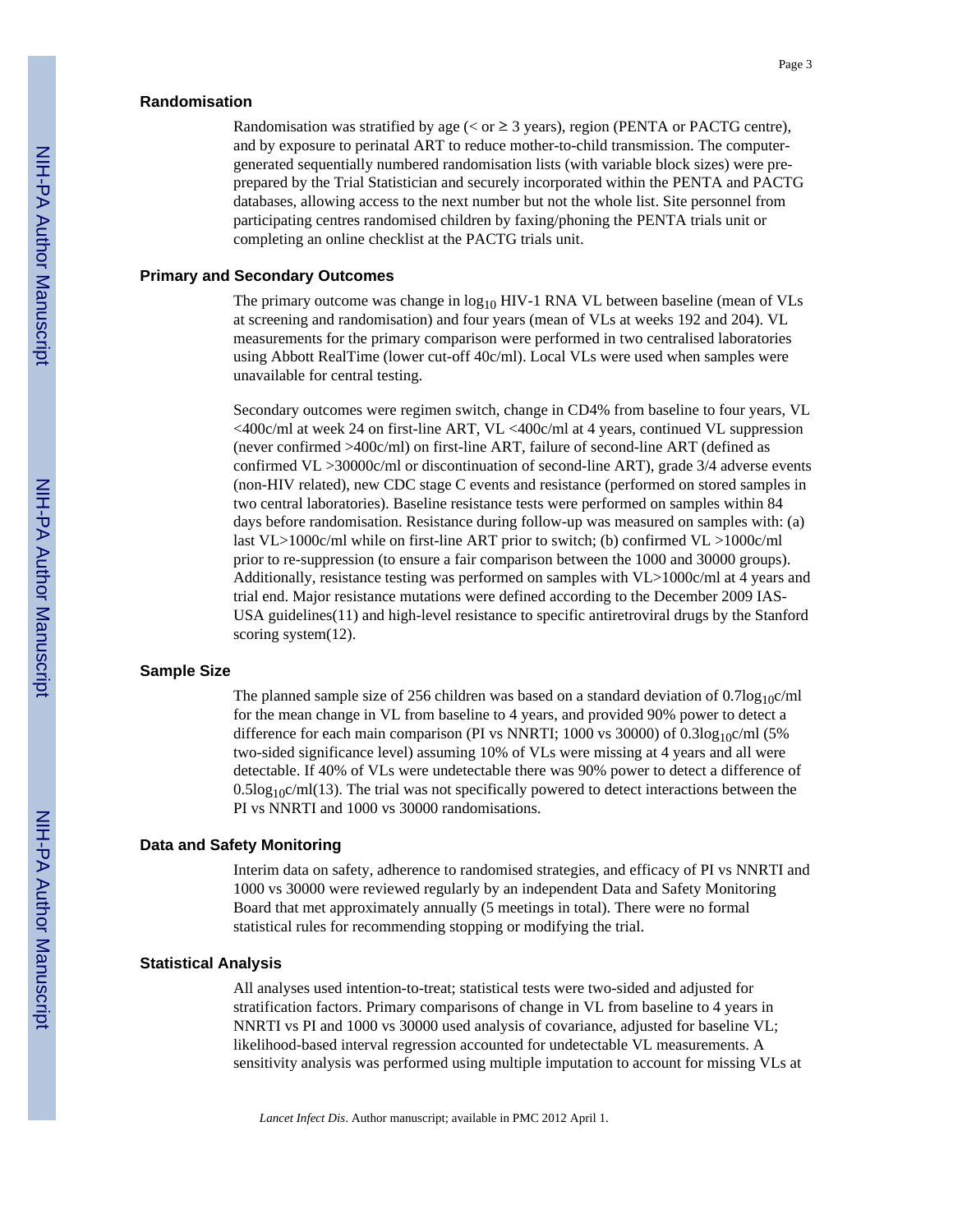### Randomisation

Randomisation was stratified by age (< or ≥ 3 years), region (PENTA or PACTG centre), and by exposure to perinatal ART to reduce mother-to-child transmission. The computer-generated sequentially numbered randomisation lists (with variable block sizes) were pre-prepared by the Trial Statistician and securely incorporated within the PENTA and PACTG databases, allowing access to the next number but not the whole list. Site personnel from participating centres randomised children by faxing/phoning the PENTA trials unit or completing an online checklist at the PACTG trials unit.

### Primary and Secondary Outcomes

The primary outcome was change in $\log_{10}$ HIV-1 RNA VL between baseline (mean of VLs at screening and randomisation) and four years (mean of VLs at weeks 192 and 204). VL measurements for the primary comparison were performed in two centralised laboratories using Abbott RealTime (lower cut-off 40c/ml). Local VLs were used when samples were unavailable for central testing.

Secondary outcomes were regimen switch, change in CD4% from baseline to four years, VL <400c/ml at week 24 on first-line ART, VL <400c/ml at 4 years, continued VL suppression (never confirmed >400c/ml) on first-line ART, failure of second-line ART (defined as confirmed VL >30000c/ml or discontinuation of second-line ART), grade 3/4 adverse events (non-HIV related), new CDC stage C events and resistance (performed on stored samples in two central laboratories). Baseline resistance tests were performed on samples within 84 days before randomisation. Resistance during follow-up was measured on samples with: (a) last VL>1000c/ml while on first-line ART prior to switch; (b) confirmed VL >1000c/ml prior to re-suppression (to ensure a fair comparison between the 1000 and 30000 groups). Additionally, resistance testing was performed on samples with VL>1000c/ml at 4 years and trial end. Major resistance mutations were defined according to the December 2009 IAS-USA guidelines(11) and high-level resistance to specific antiretroviral drugs by the Stanford scoring system(12).

### Sample Size

The planned sample size of 256 children was based on a standard deviation of $0.7\log_{10}$c/ml for the mean change in VL from baseline to 4 years, and provided 90% power to detect a difference for each main comparison (PI vs NNRTI; 1000 vs 30000) of $0.3\log_{10}$c/ml (5% two-sided significance level) assuming 10% of VLs were missing at 4 years and all were detectable. If 40% of VLs were undetectable there was 90% power to detect a difference of $0.5\log_{10}$c/ml(13). The trial was not specifically powered to detect interactions between the PI vs NNRTI and 1000 vs 30000 randomisations.

### Data and Safety Monitoring

Interim data on safety, adherence to randomised strategies, and efficacy of PI vs NNRTI and 1000 vs 30000 were reviewed regularly by an independent Data and Safety Monitoring Board that met approximately annually (5 meetings in total). There were no formal statistical rules for recommending stopping or modifying the trial.

### Statistical Analysis

All analyses used intention-to-treat; statistical tests were two-sided and adjusted for stratification factors. Primary comparisons of change in VL from baseline to 4 years in NNRTI vs PI and 1000 vs 30000 used analysis of covariance, adjusted for baseline VL; likelihood-based interval regression accounted for undetectable VL measurements. A sensitivity analysis was performed using multiple imputation to account for missing VLs at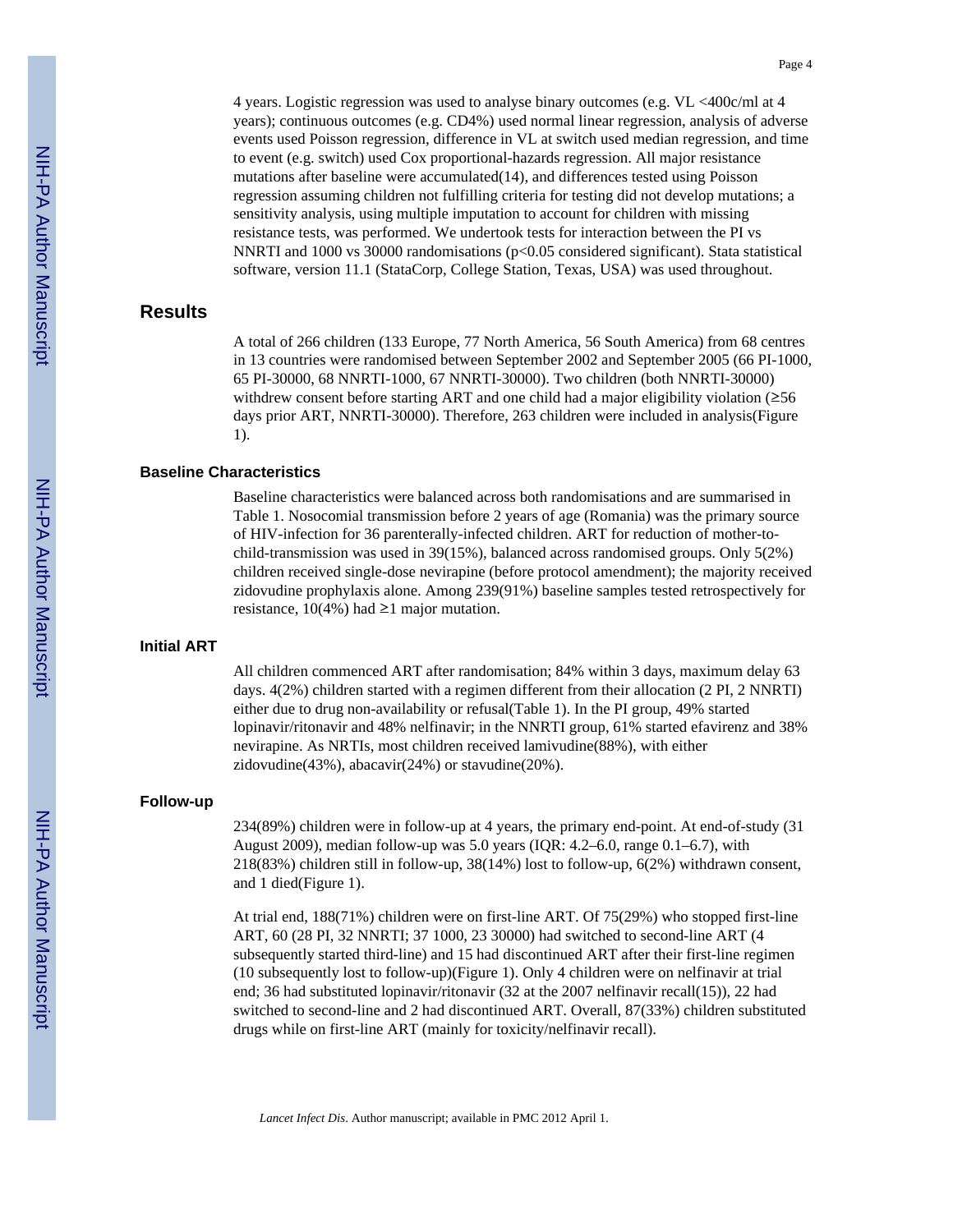4 years. Logistic regression was used to analyse binary outcomes (e.g. VL <400c/ml at 4 years); continuous outcomes (e.g. CD4%) used normal linear regression, analysis of adverse events used Poisson regression, difference in VL at switch used median regression, and time to event (e.g. switch) used Cox proportional-hazards regression. All major resistance mutations after baseline were accumulated(14), and differences tested using Poisson regression assuming children not fulfilling criteria for testing did not develop mutations; a sensitivity analysis, using multiple imputation to account for children with missing resistance tests, was performed. We undertook tests for interaction between the PI vs NNRTI and 1000 vs 30000 randomisations ($p<0.05$ considered significant). Stata statistical software, version 11.1 (StataCorp, College Station, Texas, USA) was used throughout.

## Results

A total of 266 children (133 Europe, 77 North America, 56 South America) from 68 centres in 13 countries were randomised between September 2002 and September 2005 (66 PI-1000, 65 PI-30000, 68 NNRTI-1000, 67 NNRTI-30000). Two children (both NNRTI-30000) withdrew consent before starting ART and one child had a major eligibility violation (≥56 days prior ART, NNRTI-30000). Therefore, 263 children were included in analysis(Figure 1).

### Baseline Characteristics

Baseline characteristics were balanced across both randomisations and are summarised in Table 1. Nosocomial transmission before 2 years of age (Romania) was the primary source of HIV-infection for 36 parenterally-infected children. ART for reduction of mother-to-child-transmission was used in 39(15%), balanced across randomised groups. Only 5(2%) children received single-dose nevirapine (before protocol amendment); the majority received zidovudine prophylaxis alone. Among 239(91%) baseline samples tested retrospectively for resistance, 10(4%) had ≥1 major mutation.

### Initial ART

All children commenced ART after randomisation; 84% within 3 days, maximum delay 63 days. 4(2%) children started with a regimen different from their allocation (2 PI, 2 NNRTI) either due to drug non-availability or refusal(Table 1). In the PI group, 49% started lopinavir/ritonavir and 48% nelfinavir; in the NNRTI group, 61% started efavirenz and 38% nevirapine. As NRTIs, most children received lamivudine(88%), with either zidovudine(43%), abacavir(24%) or stavudine(20%).

### Follow-up

234(89%) children were in follow-up at 4 years, the primary end-point. At end-of-study (31 August 2009), median follow-up was 5.0 years (IQR: 4.2–6.0, range 0.1–6.7), with 218(83%) children still in follow-up, 38(14%) lost to follow-up, 6(2%) withdrawn consent, and 1 died(Figure 1).

At trial end, 188(71%) children were on first-line ART. Of 75(29%) who stopped first-line ART, 60 (28 PI, 32 NNRTI; 37 1000, 23 30000) had switched to second-line ART (4 subsequently started third-line) and 15 had discontinued ART after their first-line regimen (10 subsequently lost to follow-up)(Figure 1). Only 4 children were on nelfinavir at trial end; 36 had substituted lopinavir/ritonavir (32 at the 2007 nelfinavir recall(15)), 22 had switched to second-line and 2 had discontinued ART. Overall, 87(33%) children substituted drugs while on first-line ART (mainly for toxicity/nelfinavir recall).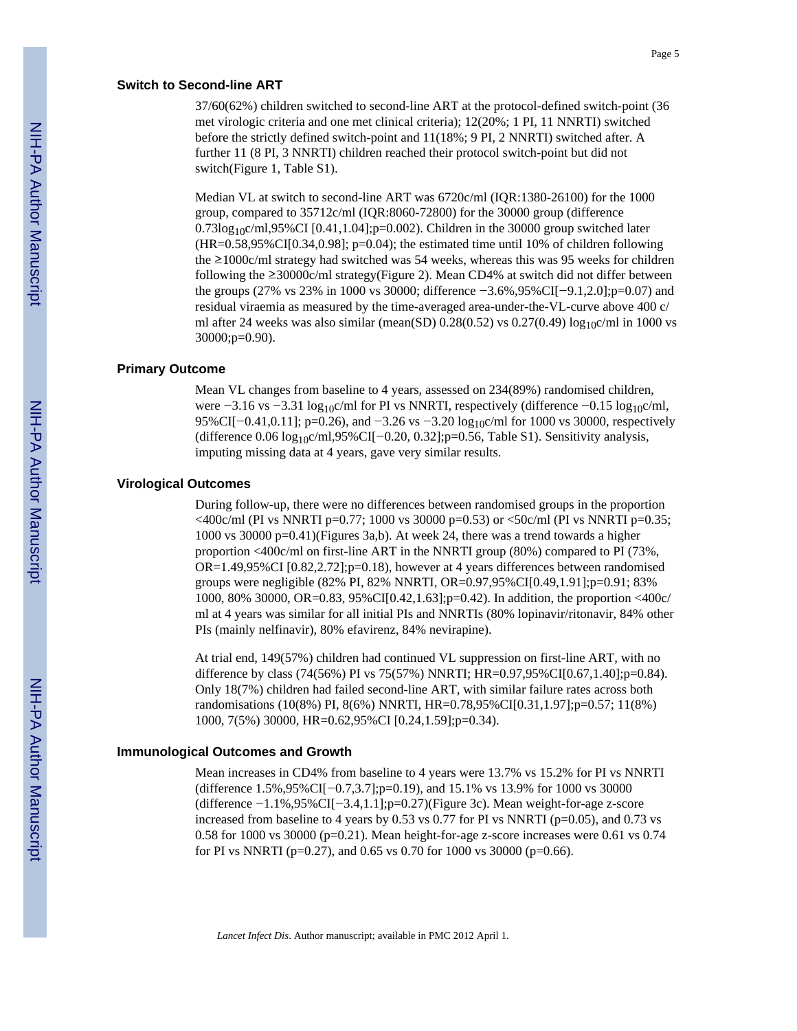### Switch to Second-line ART

37/60(62%) children switched to second-line ART at the protocol-defined switch-point (36 met virologic criteria and one met clinical criteria); 12(20%; 1 PI, 11 NNRTI) switched before the strictly defined switch-point and 11(18%; 9 PI, 2 NNRTI) switched after. A further 11 (8 PI, 3 NNRTI) children reached their protocol switch-point but did not switch(Figure 1, Table S1).

Median VL at switch to second-line ART was 6720c/ml (IQR:1380-26100) for the 1000 group, compared to 35712c/ml (IQR:8060-72800) for the 30000 group (difference 0.73$\log_{10}$c/ml,95%CI [0.41,1.04];p=0.002). Children in the 30000 group switched later (HR=0.58,95%CI[0.34,0.98]; p=0.04); the estimated time until 10% of children following the ≥1000c/ml strategy had switched was 54 weeks, whereas this was 95 weeks for children following the ≥30000c/ml strategy(Figure 2). Mean CD4% at switch did not differ between the groups (27% vs 23% in 1000 vs 30000; difference −3.6%,95%CI[−9.1,2.0];p=0.07) and residual viraemia as measured by the time-averaged area-under-the-VL-curve above 400 c/ml after 24 weeks was also similar (mean(SD) 0.28(0.52) vs 0.27(0.49) $\log_{10}$c/ml in 1000 vs 30000;p=0.90).

### Primary Outcome

Mean VL changes from baseline to 4 years, assessed on 234(89%) randomised children, were −3.16 vs −3.31 $\log_{10}$c/ml for PI vs NNRTI, respectively (difference −0.15 $\log_{10}$c/ml, 95%CI[−0.41,0.11]; p=0.26), and −3.26 vs −3.20 $\log_{10}$c/ml for 1000 vs 30000, respectively (difference 0.06 $\log_{10}$c/ml,95%CI[−0.20, 0.32];p=0.56, Table S1). Sensitivity analysis, imputing missing data at 4 years, gave very similar results.

### Virological Outcomes

During follow-up, there were no differences between randomised groups in the proportion <400c/ml (PI vs NNRTI p=0.77; 1000 vs 30000 p=0.53) or <50c/ml (PI vs NNRTI p=0.35; 1000 vs 30000 p=0.41)(Figures 3a,b). At week 24, there was a trend towards a higher proportion <400c/ml on first-line ART in the NNRTI group (80%) compared to PI (73%, OR=1.49,95%CI [0.82,2.72];p=0.18), however at 4 years differences between randomised groups were negligible (82% PI, 82% NNRTI, OR=0.97,95%CI[0.49,1.91];p=0.91; 83% 1000, 80% 30000, OR=0.83, 95%CI[0.42,1.63];p=0.42). In addition, the proportion <400c/ml at 4 years was similar for all initial PIs and NNRTIs (80% lopinavir/ritonavir, 84% other PIs (mainly nelfinavir), 80% efavirenz, 84% nevirapine).

At trial end, 149(57%) children had continued VL suppression on first-line ART, with no difference by class (74(56%) PI vs 75(57%) NNRTI; HR=0.97,95%CI[0.67,1.40];p=0.84). Only 18(7%) children had failed second-line ART, with similar failure rates across both randomisations (10(8%) PI, 8(6%) NNRTI, HR=0.78,95%CI[0.31,1.97];p=0.57; 11(8%) 1000, 7(5%) 30000, HR=0.62,95%CI [0.24,1.59];p=0.34).

### Immunological Outcomes and Growth

Mean increases in CD4% from baseline to 4 years were 13.7% vs 15.2% for PI vs NNRTI (difference 1.5%,95%CI[−0.7,3.7];p=0.19), and 15.1% vs 13.9% for 1000 vs 30000 (difference −1.1%,95%CI[−3.4,1.1];p=0.27)(Figure 3c). Mean weight-for-age z-score increased from baseline to 4 years by 0.53 vs 0.77 for PI vs NNRTI (p=0.05), and 0.73 vs 0.58 for 1000 vs 30000 (p=0.21). Mean height-for-age z-score increases were 0.61 vs 0.74 for PI vs NNRTI (p=0.27), and 0.65 vs 0.70 for 1000 vs 30000 (p=0.66).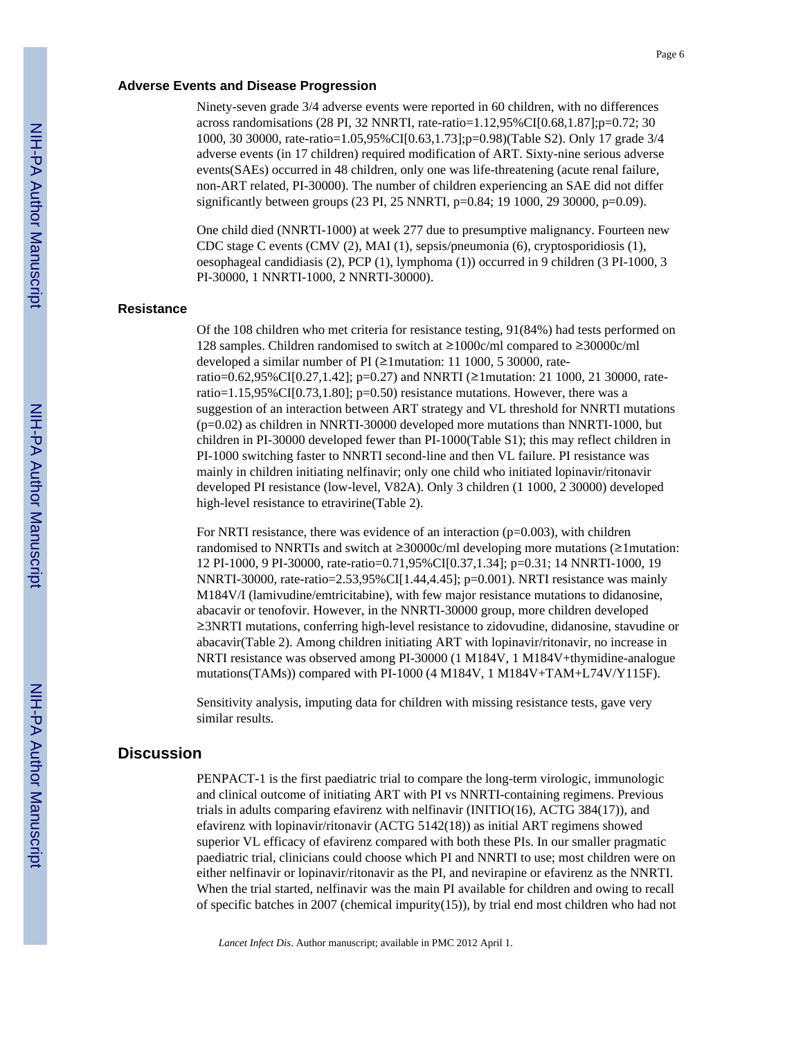### Adverse Events and Disease Progression

Ninety-seven grade 3/4 adverse events were reported in 60 children, with no differences across randomisations (28 PI, 32 NNRTI, rate-ratio=1.12,95%CI[0.68,1.87];p=0.72; 30 1000, 30 30000, rate-ratio=1.05,95%CI[0.63,1.73];p=0.98)(Table S2). Only 17 grade 3/4 adverse events (in 17 children) required modification of ART. Sixty-nine serious adverse events(SAEs) occurred in 48 children, only one was life-threatening (acute renal failure, non-ART related, PI-30000). The number of children experiencing an SAE did not differ significantly between groups (23 PI, 25 NNRTI, p=0.84; 19 1000, 29 30000, p=0.09).

One child died (NNRTI-1000) at week 277 due to presumptive malignancy. Fourteen new CDC stage C events (CMV (2), MAI (1), sepsis/pneumonia (6), cryptosporidiosis (1), oesophageal candidiasis (2), PCP (1), lymphoma (1)) occurred in 9 children (3 PI-1000, 3 PI-30000, 1 NNRTI-1000, 2 NNRTI-30000).

### Resistance

Of the 108 children who met criteria for resistance testing, 91(84%) had tests performed on 128 samples. Children randomised to switch at ≥1000c/ml compared to ≥30000c/ml developed a similar number of PI (≥1mutation: 11 1000, 5 30000, rate-ratio=0.62,95%CI[0.27,1.42]; p=0.27) and NNRTI (≥1mutation: 21 1000, 21 30000, rate-ratio=1.15,95%CI[0.73,1.80]; p=0.50) resistance mutations. However, there was a suggestion of an interaction between ART strategy and VL threshold for NNRTI mutations (p=0.02) as children in NNRTI-30000 developed more mutations than NNRTI-1000, but children in PI-30000 developed fewer than PI-1000(Table S1); this may reflect children in PI-1000 switching faster to NNRTI second-line and then VL failure. PI resistance was mainly in children initiating nelfinavir; only one child who initiated lopinavir/ritonavir developed PI resistance (low-level, V82A). Only 3 children (1 1000, 2 30000) developed high-level resistance to etravirine(Table 2).

For NRTI resistance, there was evidence of an interaction (p=0.003), with children randomised to NNRTIs and switch at ≥30000c/ml developing more mutations (≥1mutation: 12 PI-1000, 9 PI-30000, rate-ratio=0.71,95%CI[0.37,1.34]; p=0.31; 14 NNRTI-1000, 19 NNRTI-30000, rate-ratio=2.53,95%CI[1.44,4.45]; p=0.001). NRTI resistance was mainly M184V/I (lamivudine/emtricitabine), with few major resistance mutations to didanosine, abacavir or tenofovir. However, in the NNRTI-30000 group, more children developed ≥3NRTI mutations, conferring high-level resistance to zidovudine, didanosine, stavudine or abacavir(Table 2). Among children initiating ART with lopinavir/ritonavir, no increase in NRTI resistance was observed among PI-30000 (1 M184V, 1 M184V+thymidine-analogue mutations(TAMs)) compared with PI-1000 (4 M184V, 1 M184V+TAM+L74V/Y115F).

Sensitivity analysis, imputing data for children with missing resistance tests, gave very similar results.

## Discussion

PENPACT-1 is the first paediatric trial to compare the long-term virologic, immunologic and clinical outcome of initiating ART with PI vs NNRTI-containing regimens. Previous trials in adults comparing efavirenz with nelfinavir (INITIO(16), ACTG 384(17)), and efavirenz with lopinavir/ritonavir (ACTG 5142(18)) as initial ART regimens showed superior VL efficacy of efavirenz compared with both these PIs. In our smaller pragmatic paediatric trial, clinicians could choose which PI and NNRTI to use; most children were on either nelfinavir or lopinavir/ritonavir as the PI, and nevirapine or efavirenz as the NNRTI. When the trial started, nelfinavir was the main PI available for children and owing to recall of specific batches in 2007 (chemical impurity(15)), by trial end most children who had not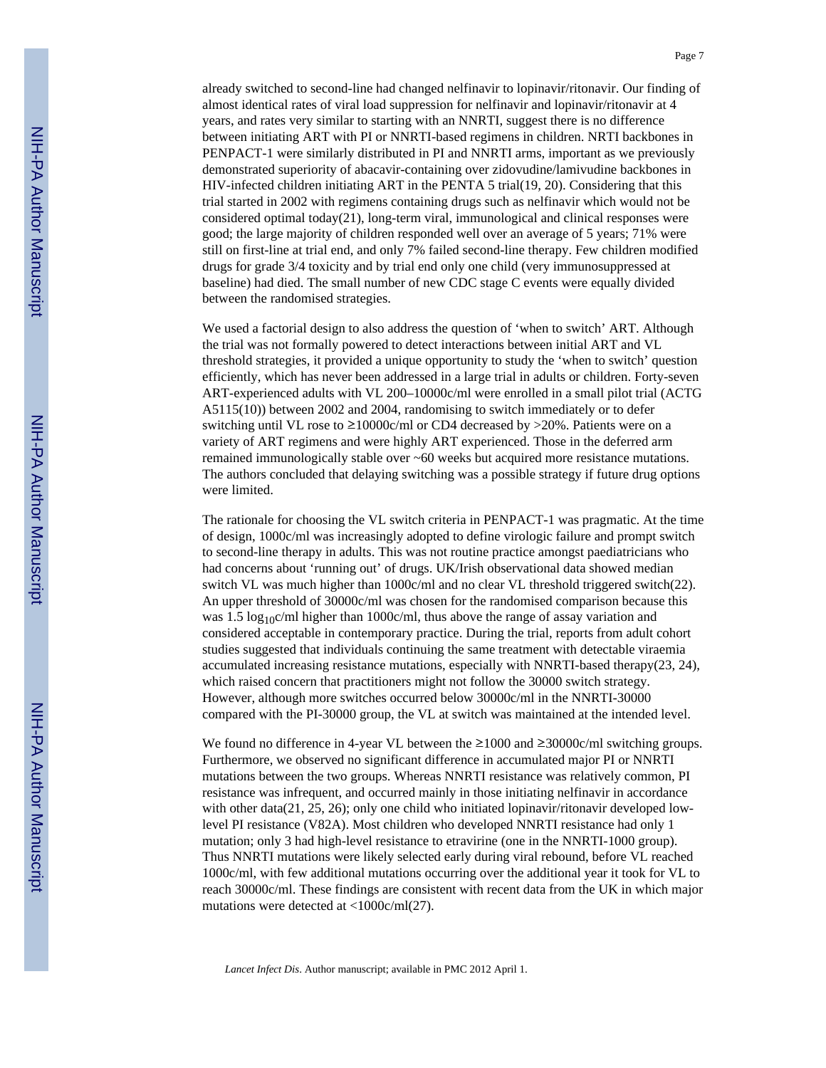already switched to second-line had changed nelfinavir to lopinavir/ritonavir. Our finding of almost identical rates of viral load suppression for nelfinavir and lopinavir/ritonavir at 4 years, and rates very similar to starting with an NNRTI, suggest there is no difference between initiating ART with PI or NNRTI-based regimens in children. NRTI backbones in PENPACT-1 were similarly distributed in PI and NNRTI arms, important as we previously demonstrated superiority of abacavir-containing over zidovudine/lamivudine backbones in HIV-infected children initiating ART in the PENTA 5 trial(19, 20). Considering that this trial started in 2002 with regimens containing drugs such as nelfinavir which would not be considered optimal today(21), long-term viral, immunological and clinical responses were good; the large majority of children responded well over an average of 5 years; 71% were still on first-line at trial end, and only 7% failed second-line therapy. Few children modified drugs for grade 3/4 toxicity and by trial end only one child (very immunosuppressed at baseline) had died. The small number of new CDC stage C events were equally divided between the randomised strategies.

We used a factorial design to also address the question of 'when to switch' ART. Although the trial was not formally powered to detect interactions between initial ART and VL threshold strategies, it provided a unique opportunity to study the 'when to switch' question efficiently, which has never been addressed in a large trial in adults or children. Forty-seven ART-experienced adults with VL 200–10000c/ml were enrolled in a small pilot trial (ACTG A5115(10)) between 2002 and 2004, randomising to switch immediately or to defer switching until VL rose to ≥10000c/ml or CD4 decreased by >20%. Patients were on a variety of ART regimens and were highly ART experienced. Those in the deferred arm remained immunologically stable over ~60 weeks but acquired more resistance mutations. The authors concluded that delaying switching was a possible strategy if future drug options were limited.

The rationale for choosing the VL switch criteria in PENPACT-1 was pragmatic. At the time of design, 1000c/ml was increasingly adopted to define virologic failure and prompt switch to second-line therapy in adults. This was not routine practice amongst paediatricians who had concerns about 'running out' of drugs. UK/Irish observational data showed median switch VL was much higher than 1000c/ml and no clear VL threshold triggered switch(22). An upper threshold of 30000c/ml was chosen for the randomised comparison because this was 1.5 $\log_{10}$c/ml higher than 1000c/ml, thus above the range of assay variation and considered acceptable in contemporary practice. During the trial, reports from adult cohort studies suggested that individuals continuing the same treatment with detectable viraemia accumulated increasing resistance mutations, especially with NNRTI-based therapy(23, 24), which raised concern that practitioners might not follow the 30000 switch strategy. However, although more switches occurred below 30000c/ml in the NNRTI-30000 compared with the PI-30000 group, the VL at switch was maintained at the intended level.

We found no difference in 4-year VL between the ≥1000 and ≥30000c/ml switching groups. Furthermore, we observed no significant difference in accumulated major PI or NNRTI mutations between the two groups. Whereas NNRTI resistance was relatively common, PI resistance was infrequent, and occurred mainly in those initiating nelfinavir in accordance with other data(21, 25, 26); only one child who initiated lopinavir/ritonavir developed low-level PI resistance (V82A). Most children who developed NNRTI resistance had only 1 mutation; only 3 had high-level resistance to etravirine (one in the NNRTI-1000 group). Thus NNRTI mutations were likely selected early during viral rebound, before VL reached 1000c/ml, with few additional mutations occurring over the additional year it took for VL to reach 30000c/ml. These findings are consistent with recent data from the UK in which major mutations were detected at <1000c/ml(27).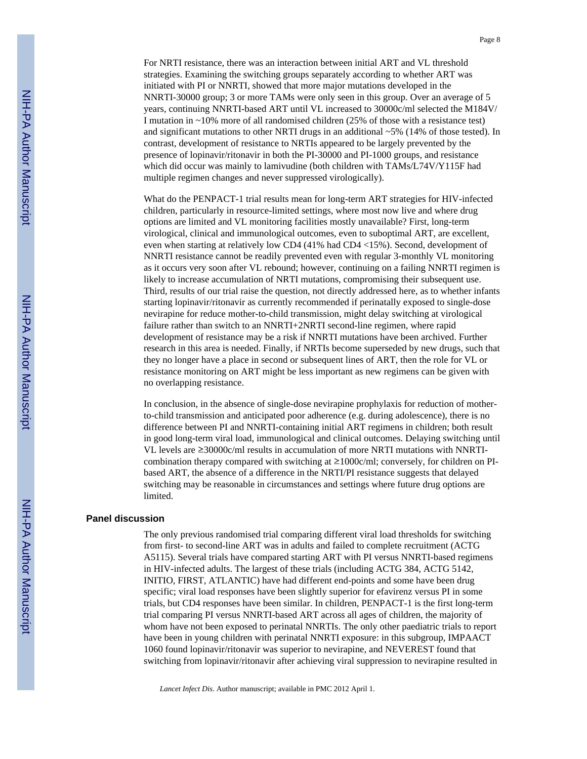For NRTI resistance, there was an interaction between initial ART and VL threshold strategies. Examining the switching groups separately according to whether ART was initiated with PI or NNRTI, showed that more major mutations developed in the NNRTI-30000 group; 3 or more TAMs were only seen in this group. Over an average of 5 years, continuing NNRTI-based ART until VL increased to 30000c/ml selected the M184V/I mutation in ~10% more of all randomised children (25% of those with a resistance test) and significant mutations to other NRTI drugs in an additional ~5% (14% of those tested). In contrast, development of resistance to NRTIs appeared to be largely prevented by the presence of lopinavir/ritonavir in both the PI-30000 and PI-1000 groups, and resistance which did occur was mainly to lamivudine (both children with TAMs/L74V/Y115F had multiple regimen changes and never suppressed virologically).

What do the PENPACT-1 trial results mean for long-term ART strategies for HIV-infected children, particularly in resource-limited settings, where most now live and where drug options are limited and VL monitoring facilities mostly unavailable? First, long-term virological, clinical and immunological outcomes, even to suboptimal ART, are excellent, even when starting at relatively low CD4 (41% had CD4 <15%). Second, development of NNRTI resistance cannot be readily prevented even with regular 3-monthly VL monitoring as it occurs very soon after VL rebound; however, continuing on a failing NNRTI regimen is likely to increase accumulation of NRTI mutations, compromising their subsequent use. Third, results of our trial raise the question, not directly addressed here, as to whether infants starting lopinavir/ritonavir as currently recommended if perinatally exposed to single-dose nevirapine for reduce mother-to-child transmission, might delay switching at virological failure rather than switch to an NNRTI+2NRTI second-line regimen, where rapid development of resistance may be a risk if NNRTI mutations have been archived. Further research in this area is needed. Finally, if NRTIs become superseded by new drugs, such that they no longer have a place in second or subsequent lines of ART, then the role for VL or resistance monitoring on ART might be less important as new regimens can be given with no overlapping resistance.

In conclusion, in the absence of single-dose nevirapine prophylaxis for reduction of mother-to-child transmission and anticipated poor adherence (e.g. during adolescence), there is no difference between PI and NNRTI-containing initial ART regimens in children; both result in good long-term viral load, immunological and clinical outcomes. Delaying switching until VL levels are ≥30000c/ml results in accumulation of more NRTI mutations with NNRTI-combination therapy compared with switching at ≥1000c/ml; conversely, for children on PI-based ART, the absence of a difference in the NRTI/PI resistance suggests that delayed switching may be reasonable in circumstances and settings where future drug options are limited.

## Panel discussion

The only previous randomised trial comparing different viral load thresholds for switching from first- to second-line ART was in adults and failed to complete recruitment (ACTG A5115). Several trials have compared starting ART with PI versus NNRTI-based regimens in HIV-infected adults. The largest of these trials (including ACTG 384, ACTG 5142, INITIO, FIRST, ATLANTIC) have had different end-points and some have been drug specific; viral load responses have been slightly superior for efavirenz versus PI in some trials, but CD4 responses have been similar. In children, PENPACT-1 is the first long-term trial comparing PI versus NNRTI-based ART across all ages of children, the majority of whom have not been exposed to perinatal NNRTIs. The only other paediatric trials to report have been in young children with perinatal NNRTI exposure: in this subgroup, IMPAACT 1060 found lopinavir/ritonavir was superior to nevirapine, and NEVEREST found that switching from lopinavir/ritonavir after achieving viral suppression to nevirapine resulted in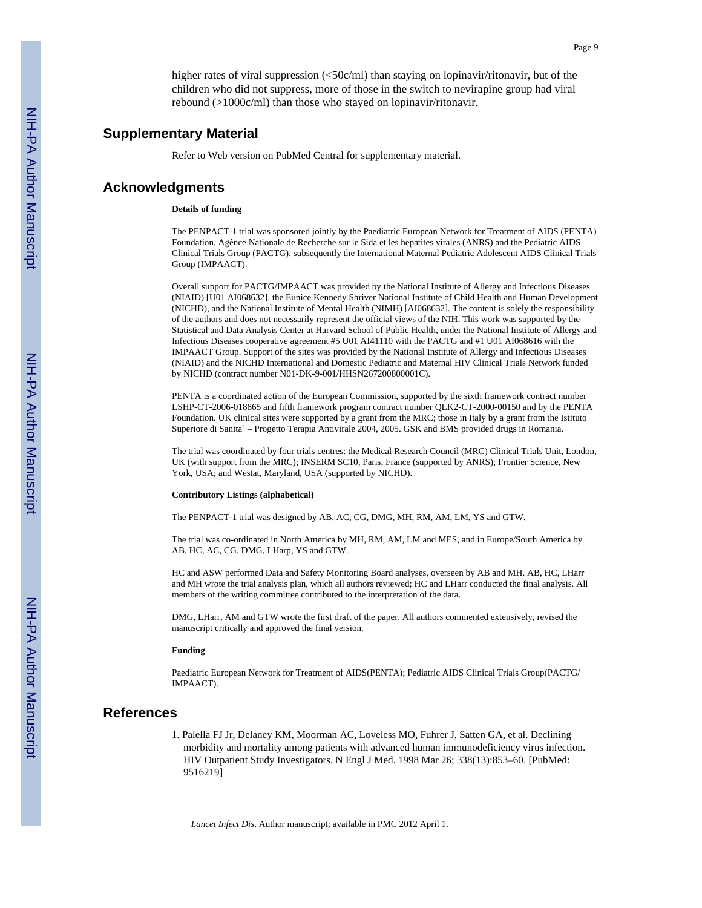higher rates of viral suppression (<50c/ml) than staying on lopinavir/ritonavir, but of the children who did not suppress, more of those in the switch to nevirapine group had viral rebound (>1000c/ml) than those who stayed on lopinavir/ritonavir.

## Supplementary Material

Refer to Web version on PubMed Central for supplementary material.

## Acknowledgments

**Details of funding**

The PENPACT-1 trial was sponsored jointly by the Paediatric European Network for Treatment of AIDS (PENTA) Foundation, Agène Nationale de Recherche sur le Sida et les hepatites virales (ANRS) and the Pediatric AIDS Clinical Trials Group (PACTG), subsequently the International Maternal Pediatric Adolescent AIDS Clinical Trials Group (IMPAACT).

Overall support for PACTG/IMPAACT was provided by the National Institute of Allergy and Infectious Diseases (NIAID) [U01 AI068632], the Eunice Kennedy Shriver National Institute of Child Health and Human Development (NICHD), and the National Institute of Mental Health (NIMH) [AI068632]. The content is solely the responsibility of the authors and does not necessarily represent the official views of the NIH. This work was supported by the Statistical and Data Analysis Center at Harvard School of Public Health, under the National Institute of Allergy and Infectious Diseases cooperative agreement #5 U01 AI41110 with the PACTG and #1 U01 AI068616 with the IMPAACT Group. Support of the sites was provided by the National Institute of Allergy and Infectious Diseases (NIAID) and the NICHD International and Domestic Pediatric and Maternal HIV Clinical Trials Network funded by NICHD (contract number N01-DK-9-001/HHSN267200800001C).

PENTA is a coordinated action of the European Commission, supported by the sixth framework contract number LSHP-CT-2006-018865 and fifth framework program contract number QLK2-CT-2000-00150 and by the PENTA Foundation. UK clinical sites were supported by a grant from the MRC; those in Italy by a grant from the Istituto Superiore di Sanita` – Progetto Terapia Antivirale 2004, 2005. GSK and BMS provided drugs in Romania.

The trial was coordinated by four trials centres: the Medical Research Council (MRC) Clinical Trials Unit, London, UK (with support from the MRC); INSERM SC10, Paris, France (supported by ANRS); Frontier Science, New York, USA; and Westat, Maryland, USA (supported by NICHD).

**Contributory Listings (alphabetical)**

The PENPACT-1 trial was designed by AB, AC, CG, DMG, MH, RM, AM, LM, YS and GTW.

The trial was co-ordinated in North America by MH, RM, AM, LM and MES, and in Europe/South America by AB, HC, AC, CG, DMG, LHarp, YS and GTW.

HC and ASW performed Data and Safety Monitoring Board analyses, overseen by AB and MH. AB, HC, LHarr and MH wrote the trial analysis plan, which all authors reviewed; HC and LHarr conducted the final analysis. All members of the writing committee contributed to the interpretation of the data.

DMG, LHarr, AM and GTW wrote the first draft of the paper. All authors commented extensively, revised the manuscript critically and approved the final version.

**Funding**

Paediatric European Network for Treatment of AIDS(PENTA); Pediatric AIDS Clinical Trials Group(PACTG/IMPAACT).

## References

1. Palella FJ Jr, Delaney KM, Moorman AC, Loveless MO, Fuhrer J, Satten GA, et al. Declining morbidity and mortality among patients with advanced human immunodeficiency virus infection. HIV Outpatient Study Investigators. N Engl J Med. 1998 Mar 26; 338(13):853–60. [PubMed: 9516219]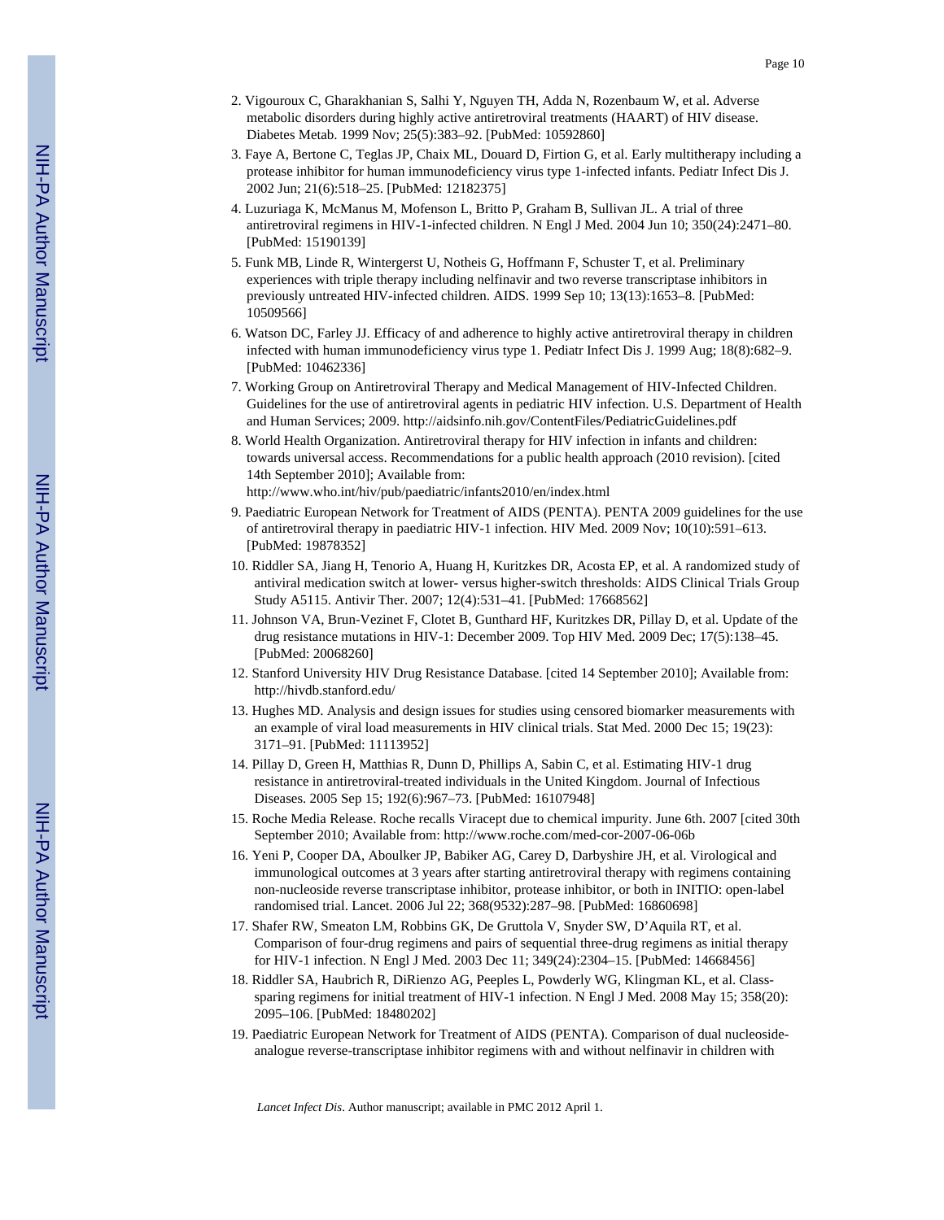2. Vigouroux C, Gharakhanian S, Salhi Y, Nguyen TH, Adda N, Rozenbaum W, et al. Adverse metabolic disorders during highly active antiretroviral treatments (HAART) of HIV disease. Diabetes Metab. 1999 Nov; 25(5):383–92. [PubMed: 10592860]
3. Faye A, Bertone C, Teglas JP, Chaix ML, Douard D, Firtion G, et al. Early multitherapy including a protease inhibitor for human immunodeficiency virus type 1-infected infants. Pediatr Infect Dis J. 2002 Jun; 21(6):518–25. [PubMed: 12182375]
4. Luzuriaga K, McManus M, Mofenson L, Britto P, Graham B, Sullivan JL. A trial of three antiretroviral regimens in HIV-1-infected children. N Engl J Med. 2004 Jun 10; 350(24):2471–80. [PubMed: 15190139]
5. Funk MB, Linde R, Wintergerst U, Notheis G, Hoffmann F, Schuster T, et al. Preliminary experiences with triple therapy including nelfinavir and two reverse transcriptase inhibitors in previously untreated HIV-infected children. AIDS. 1999 Sep 10; 13(13):1653–8. [PubMed: 10509566]
6. Watson DC, Farley JJ. Efficacy of and adherence to highly active antiretroviral therapy in children infected with human immunodeficiency virus type 1. Pediatr Infect Dis J. 1999 Aug; 18(8):682–9. [PubMed: 10462336]
7. Working Group on Antiretroviral Therapy and Medical Management of HIV-Infected Children. Guidelines for the use of antiretroviral agents in pediatric HIV infection. U.S. Department of Health and Human Services; 2009. http://aidsinfo.nih.gov/ContentFiles/PediatricGuidelines.pdf
8. World Health Organization. Antiretroviral therapy for HIV infection in infants and children: towards universal access. Recommendations for a public health approach (2010 revision). [cited 14th September 2010]; Available from: http://www.who.int/hiv/pub/paediatric/infants2010/en/index.html
9. Paediatric European Network for Treatment of AIDS (PENTA). PENTA 2009 guidelines for the use of antiretroviral therapy in paediatric HIV-1 infection. HIV Med. 2009 Nov; 10(10):591–613. [PubMed: 19878352]
10. Riddler SA, Jiang H, Tenorio A, Huang H, Kuritzkes DR, Acosta EP, et al. A randomized study of antiviral medication switch at lower- versus higher-switch thresholds: AIDS Clinical Trials Group Study A5115. Antivir Ther. 2007; 12(4):531–41. [PubMed: 17668562]
11. Johnson VA, Brun-Vezinet F, Clotet B, Gunthard HF, Kuritzkes DR, Pillay D, et al. Update of the drug resistance mutations in HIV-1: December 2009. Top HIV Med. 2009 Dec; 17(5):138–45. [PubMed: 20068260]
12. Stanford University HIV Drug Resistance Database. [cited 14 September 2010]; Available from: http://hivdb.stanford.edu/
13. Hughes MD. Analysis and design issues for studies using censored biomarker measurements with an example of viral load measurements in HIV clinical trials. Stat Med. 2000 Dec 15; 19(23): 3171–91. [PubMed: 11113952]
14. Pillay D, Green H, Matthias R, Dunn D, Phillips A, Sabin C, et al. Estimating HIV-1 drug resistance in antiretroviral-treated individuals in the United Kingdom. Journal of Infectious Diseases. 2005 Sep 15; 192(6):967–73. [PubMed: 16107948]
15. Roche Media Release. Roche recalls Viracept due to chemical impurity. June 6th. 2007 [cited 30th September 2010; Available from: http://www.roche.com/med-cor-2007-06-06b
16. Yeni P, Cooper DA, Aboulker JP, Babiker AG, Carey D, Darbyshire JH, et al. Virological and immunological outcomes at 3 years after starting antiretroviral therapy with regimens containing non-nucleoside reverse transcriptase inhibitor, protease inhibitor, or both in INITIO: open-label randomised trial. Lancet. 2006 Jul 22; 368(9532):287–98. [PubMed: 16860698]
17. Shafer RW, Smeaton LM, Robbins GK, De Gruttola V, Snyder SW, D'Aquila RT, et al. Comparison of four-drug regimens and pairs of sequential three-drug regimens as initial therapy for HIV-1 infection. N Engl J Med. 2003 Dec 11; 349(24):2304–15. [PubMed: 14668456]
18. Riddler SA, Haubrich R, DiRienzo AG, Peeples L, Powderly WG, Klingman KL, et al. Class-sparing regimens for initial treatment of HIV-1 infection. N Engl J Med. 2008 May 15; 358(20): 2095–106. [PubMed: 18480202]
19. Paediatric European Network for Treatment of AIDS (PENTA). Comparison of dual nucleoside-analogue reverse-transcriptase inhibitor regimens with and without nelfinavir in children with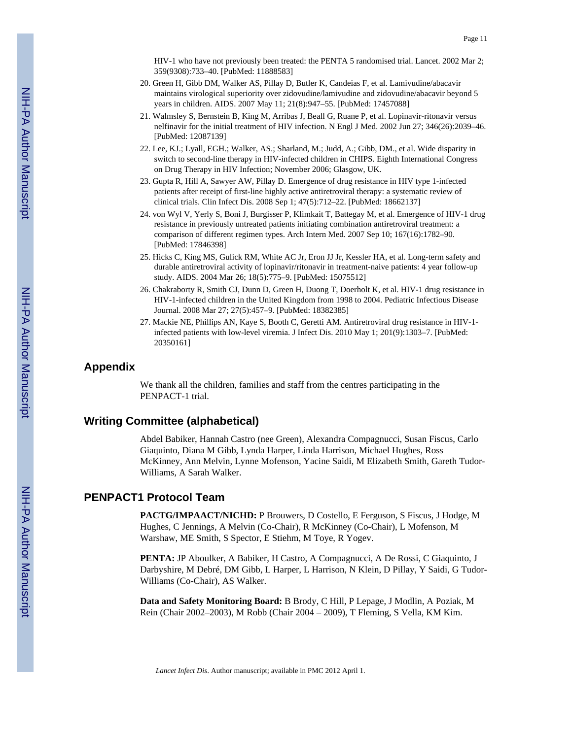HIV-1 who have not previously been treated: the PENTA 5 randomised trial. Lancet. 2002 Mar 2; 359(9308):733–40. [PubMed: 11888583]

20. Green H, Gibb DM, Walker AS, Pillay D, Butler K, Candeias F, et al. Lamivudine/abacavir maintains virological superiority over zidovudine/lamivudine and zidovudine/abacavir beyond 5 years in children. AIDS. 2007 May 11; 21(8):947–55. [PubMed: 17457088]
21. Walmsley S, Bernstein B, King M, Arribas J, Beall G, Ruane P, et al. Lopinavir-ritonavir versus nelfinavir for the initial treatment of HIV infection. N Engl J Med. 2002 Jun 27; 346(26):2039–46. [PubMed: 12087139]
22. Lee, KJ.; Lyall, EGH.; Walker, AS.; Sharland, M.; Judd, A.; Gibb, DM., et al. Wide disparity in switch to second-line therapy in HIV-infected children in CHIPS. Eighth International Congress on Drug Therapy in HIV Infection; November 2006; Glasgow, UK.
23. Gupta R, Hill A, Sawyer AW, Pillay D. Emergence of drug resistance in HIV type 1-infected patients after receipt of first-line highly active antiretroviral therapy: a systematic review of clinical trials. Clin Infect Dis. 2008 Sep 1; 47(5):712–22. [PubMed: 18662137]
24. von Wyl V, Yerly S, Boni J, Burgisser P, Klimkait T, Battegay M, et al. Emergence of HIV-1 drug resistance in previously untreated patients initiating combination antiretroviral treatment: a comparison of different regimen types. Arch Intern Med. 2007 Sep 10; 167(16):1782–90. [PubMed: 17846398]
25. Hicks C, King MS, Gulick RM, White AC Jr, Eron JJ Jr, Kessler HA, et al. Long-term safety and durable antiretroviral activity of lopinavir/ritonavir in treatment-naive patients: 4 year follow-up study. AIDS. 2004 Mar 26; 18(5):775–9. [PubMed: 15075512]
26. Chakraborty R, Smith CJ, Dunn D, Green H, Duong T, Doerholt K, et al. HIV-1 drug resistance in HIV-1-infected children in the United Kingdom from 1998 to 2004. Pediatric Infectious Disease Journal. 2008 Mar 27; 27(5):457–9. [PubMed: 18382385]
27. Mackie NE, Phillips AN, Kaye S, Booth C, Geretti AM. Antiretroviral drug resistance in HIV-1-infected patients with low-level viremia. J Infect Dis. 2010 May 1; 201(9):1303–7. [PubMed: 20350161]

## Appendix

We thank all the children, families and staff from the centres participating in the PENPACT-1 trial.

## Writing Committee (alphabetical)

Abdel Babiker, Hannah Castro (nee Green), Alexandra Compagnucci, Susan Fiscus, Carlo Giaquinto, Diana M Gibb, Lynda Harper, Linda Harrison, Michael Hughes, Ross McKinney, Ann Melvin, Lynne Mofenson, Yacine Saidi, M Elizabeth Smith, Gareth Tudor-Williams, A Sarah Walker.

## PENPACT1 Protocol Team

**PACTG/IMPAACT/NICHD:** P Brouwers, D Costello, E Ferguson, S Fiscus, J Hodge, M Hughes, C Jennings, A Melvin (Co-Chair), R McKinney (Co-Chair), L Mofenson, M Warshaw, ME Smith, S Spector, E Stiehm, M Toye, R Yogev.

**PENTA:** JP Aboulker, A Babiker, H Castro, A Compagnucci, A De Rossi, C Giaquinto, J Darbyshire, M Debré, DM Gibb, L Harper, L Harrison, N Klein, D Pillay, Y Saidi, G Tudor-Williams (Co-Chair), AS Walker.

**Data and Safety Monitoring Board:** B Brody, C Hill, P Lepage, J Modlin, A Poziak, M Rein (Chair 2002–2003), M Robb (Chair 2004 – 2009), T Fleming, S Vella, KM Kim.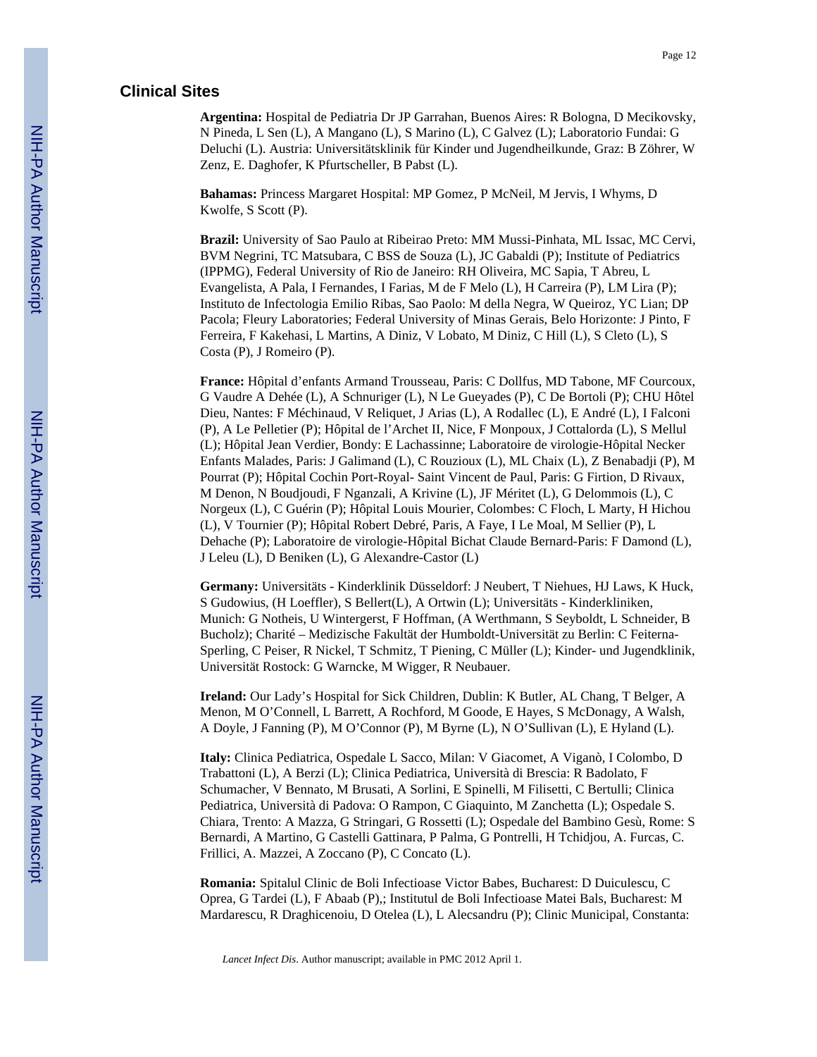## Clinical Sites

**Argentina:** Hospital de Pediatria Dr JP Garrahan, Buenos Aires: R Bologna, D Mecikovsky, N Pineda, L Sen (L), A Mangano (L), S Marino (L), C Galvez (L); Laboratorio Fundai: G Deluchi (L). Austria: Universitätsklinik für Kinder und Jugendheilkunde, Graz: B Zöhrer, W Zenz, E. Daghofer, K Pfurtscheller, B Pabst (L).

**Bahamas:** Princess Margaret Hospital: MP Gomez, P McNeil, M Jervis, I Whyms, D Kwolfe, S Scott (P).

**Brazil:** University of Sao Paulo at Ribeirao Preto: MM Mussi-Pinhata, ML Issac, MC Cervi, BVM Negrini, TC Matsubara, C BSS de Souza (L), JC Gabaldi (P); Institute of Pediatrics (IPPMG), Federal University of Rio de Janeiro: RH Oliveira, MC Sapia, T Abreu, L Evangelista, A Pala, I Fernandes, I Farias, M de F Melo (L), H Carreira (P), LM Lira (P); Instituto de Infectologia Emilio Ribas, Sao Paolo: M della Negra, W Queiroz, YC Lian; DP Pacola; Fleury Laboratories; Federal University of Minas Gerais, Belo Horizonte: J Pinto, F Ferreira, F Kakehasi, L Martins, A Diniz, V Lobato, M Diniz, C Hill (L), S Cleto (L), S Costa (P), J Romeiro (P).

**France:** Hôpital d'enfants Armand Trousseau, Paris: C Dollfus, MD Tabone, MF Courcoux, G Vaudre A Dehée (L), A Schnuriger (L), N Le Gueyades (P), C De Bortoli (P); CHU Hôtel Dieu, Nantes: F Méchinaud, V Reliquet, J Arias (L), A Rodallec (L), E André (L), I Falconi (P), A Le Pelletier (P); Hôpital de l'Archet II, Nice, F Monpoux, J Cottalorda (L), S Mellul (L); Hôpital Jean Verdier, Bondy: E Lachassinne; Laboratoire de virologie-Hôpital Necker Enfants Malades, Paris: J Galimand (L), C Rouzioux (L), ML Chaix (L), Z Benabadji (P), M Pourrat (P); Hôpital Cochin Port-Royal- Saint Vincent de Paul, Paris: G Firtion, D Rivaux, M Denon, N Boudjoudi, F Nganzali, A Krivine (L), JF Méritet (L), G Delommois (L), C Norgeux (L), C Guérin (P); Hôpital Louis Mourier, Colombes: C Floch, L Marty, H Hichou (L), V Tournier (P); Hôpital Robert Debré, Paris, A Faye, I Le Moal, M Sellier (P), L Dehache (P); Laboratoire de virologie-Hôpital Bichat Claude Bernard-Paris: F Damond (L), J Leleu (L), D Beniken (L), G Alexandre-Castor (L)

**Germany:** Universitäts - Kinderklinik Düsseldorf: J Neubert, T Niehues, HJ Laws, K Huck, S Gudowius, (H Loeffler), S Bellert(L), A Ortwin (L); Universitäts - Kinderkliniken, Munich: G Notheis, U Wintergerst, F Hoffman, (A Werthmann, S Seyboldt, L Schneider, B Bucholz); Charité – Medizinische Fakultät der Humboldt-Universität zu Berlin: C Feiterna-Sperling, C Peiser, R Nickel, T Schmitz, T Piening, C Müller (L); Kinder- und Jugendklinik, Universität Rostock: G Warncke, M Wigger, R Neubauer.

**Ireland:** Our Lady's Hospital for Sick Children, Dublin: K Butler, AL Chang, T Belger, A Menon, M O'Connell, L Barrett, A Rochford, M Goode, E Hayes, S McDonagy, A Walsh, A Doyle, J Fanning (P), M O'Connor (P), M Byrne (L), N O'Sullivan (L), E Hyland (L).

**Italy:** Clinica Pediatrica, Ospedale L Sacco, Milan: V Giacomet, A Viganò, I Colombo, D Trabattoni (L), A Berzi (L); Clinica Pediatrica, Università di Brescia: R Badolato, F Schumacher, V Bennato, M Brusati, A Sorlini, E Spinelli, M Filisetti, C Bertulli; Clinica Pediatrica, Università di Padova: O Rampon, C Giaquinto, M Zanchetta (L); Ospedale S. Chiara, Trento: A Mazza, G Stringari, G Rossetti (L); Ospedale del Bambino Gesù, Rome: S Bernardi, A Martino, G Castelli Gattinara, P Palma, G Pontrelli, H Tchidjou, A. Furcas, C. Frillici, A. Mazzei, A Zoccano (P), C Concato (L).

**Romania:** Spitalul Clinic de Boli Infectioase Victor Babes, Bucharest: D Duiculescu, C Oprea, G Tardei (L), F Abaab (P),; Institutul de Boli Infectioase Matei Bals, Bucharest: M Mardarescu, R Draghicenoiu, D Otelea (L), L Alecsandru (P); Clinic Municipal, Constanta: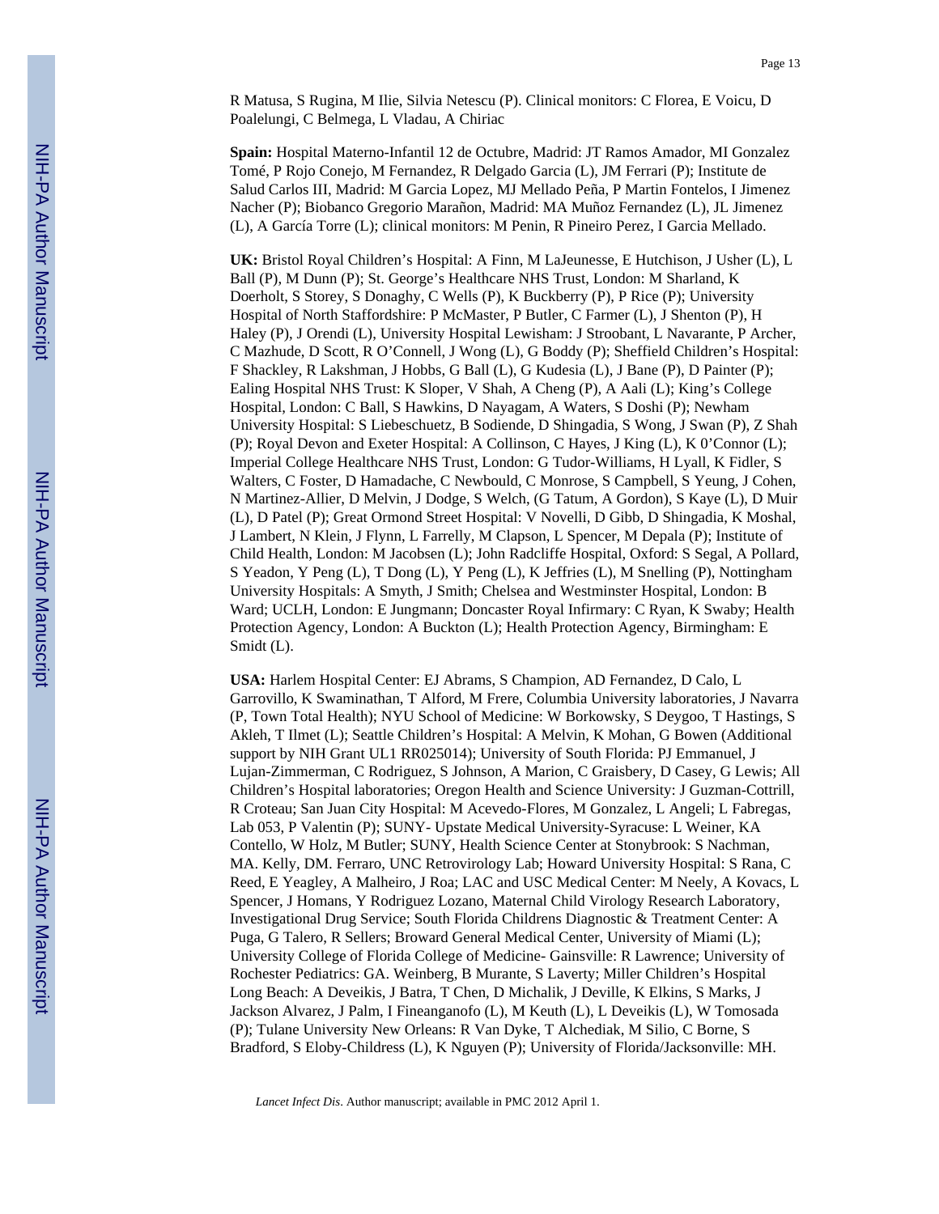R Matusa, S Rugina, M Ilie, Silvia Netescu (P). Clinical monitors: C Florea, E Voicu, D Poalelungi, C Belmega, L Vladau, A Chiriac

**Spain:** Hospital Materno-Infantil 12 de Octubre, Madrid: JT Ramos Amador, MI Gonzalez Tomé, P Rojo Conejo, M Fernandez, R Delgado Garcia (L), JM Ferrari (P); Institute de Salud Carlos III, Madrid: M Garcia Lopez, MJ Mellado Peña, P Martin Fontelos, I Jimenez Nacher (P); Biobanco Gregorio Marañon, Madrid: MA Muñoz Fernandez (L), JL Jimenez (L), A García Torre (L); clinical monitors: M Penin, R Pineiro Perez, I Garcia Mellado.

**UK:** Bristol Royal Children's Hospital: A Finn, M LaJeunesse, E Hutchison, J Usher (L), L Ball (P), M Dunn (P); St. George's Healthcare NHS Trust, London: M Sharland, K Doerholt, S Storey, S Donaghy, C Wells (P), K Buckberry (P), P Rice (P); University Hospital of North Staffordshire: P McMaster, P Butler, C Farmer (L), J Shenton (P), H Haley (P), J Orendi (L), University Hospital Lewisham: J Stroobant, L Navarante, P Archer, C Mazhude, D Scott, R O'Connell, J Wong (L), G Boddy (P); Sheffield Children's Hospital: F Shackley, R Lakshman, J Hobbs, G Ball (L), G Kudesia (L), J Bane (P), D Painter (P); Ealing Hospital NHS Trust: K Sloper, V Shah, A Cheng (P), A Aali (L); King's College Hospital, London: C Ball, S Hawkins, D Nayagam, A Waters, S Doshi (P); Newham University Hospital: S Liebeschuetz, B Sodiende, D Shingadia, S Wong, J Swan (P), Z Shah (P); Royal Devon and Exeter Hospital: A Collinson, C Hayes, J King (L), K 0'Connor (L); Imperial College Healthcare NHS Trust, London: G Tudor-Williams, H Lyall, K Fidler, S Walters, C Foster, D Hamadache, C Newbould, C Monrose, S Campbell, S Yeung, J Cohen, N Martinez-Allier, D Melvin, J Dodge, S Welch, (G Tatum, A Gordon), S Kaye (L), D Muir (L), D Patel (P); Great Ormond Street Hospital: V Novelli, D Gibb, D Shingadia, K Moshal, J Lambert, N Klein, J Flynn, L Farrelly, M Clapson, L Spencer, M Depala (P); Institute of Child Health, London: M Jacobsen (L); John Radcliffe Hospital, Oxford: S Segal, A Pollard, S Yeadon, Y Peng (L), T Dong (L), Y Peng (L), K Jeffries (L), M Snelling (P), Nottingham University Hospitals: A Smyth, J Smith; Chelsea and Westminster Hospital, London: B Ward; UCLH, London: E Jungmann; Doncaster Royal Infirmary: C Ryan, K Swaby; Health Protection Agency, London: A Buckton (L); Health Protection Agency, Birmingham: E Smidt (L).

**USA:** Harlem Hospital Center: EJ Abrams, S Champion, AD Fernandez, D Calo, L Garrovillo, K Swaminathan, T Alford, M Frere, Columbia University laboratories, J Navarra (P, Town Total Health); NYU School of Medicine: W Borkowsky, S Deygoo, T Hastings, S Akleh, T Ilmet (L); Seattle Children's Hospital: A Melvin, K Mohan, G Bowen (Additional support by NIH Grant UL1 RR025014); University of South Florida: PJ Emmanuel, J Lujan-Zimmerman, C Rodriguez, S Johnson, A Marion, C Graisbery, D Casey, G Lewis; All Children's Hospital laboratories; Oregon Health and Science University: J Guzman-Cottrill, R Croteau; San Juan City Hospital: M Acevedo-Flores, M Gonzalez, L Angeli; L Fabregas, Lab 053, P Valentin (P); SUNY- Upstate Medical University-Syracuse: L Weiner, KA Contello, W Holz, M Butler; SUNY, Health Science Center at Stonybrook: S Nachman, MA. Kelly, DM. Ferraro, UNC Retrovirology Lab; Howard University Hospital: S Rana, C Reed, E Yeagley, A Malheiro, J Roa; LAC and USC Medical Center: M Neely, A Kovacs, L Spencer, J Homans, Y Rodriguez Lozano, Maternal Child Virology Research Laboratory, Investigational Drug Service; South Florida Childrens Diagnostic & Treatment Center: A Puga, G Talero, R Sellers; Broward General Medical Center, University of Miami (L); University College of Florida College of Medicine- Gainsville: R Lawrence; University of Rochester Pediatrics: GA. Weinberg, B Murante, S Laverty; Miller Children's Hospital Long Beach: A Deveikis, J Batra, T Chen, D Michalik, J Deville, K Elkins, S Marks, J Jackson Alvarez, J Palm, I Fineanganofo (L), M Keuth (L), L Deveikis (L), W Tomosada (P); Tulane University New Orleans: R Van Dyke, T Alchediak, M Silio, C Borne, S Bradford, S Eloby-Childress (L), K Nguyen (P); University of Florida/Jacksonville: MH.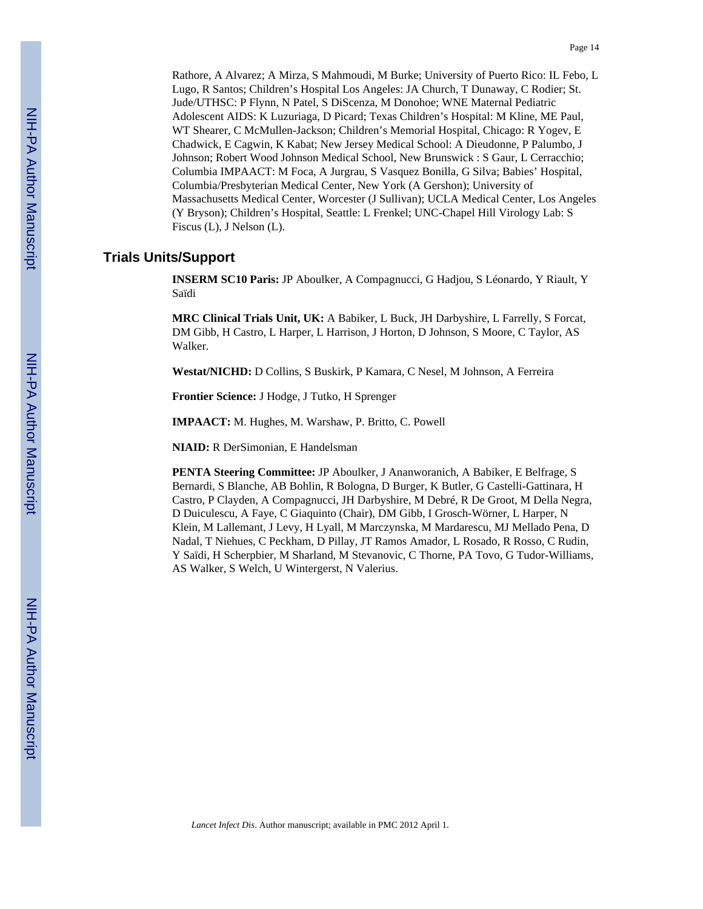Rathore, A Alvarez; A Mirza, S Mahmoudi, M Burke; University of Puerto Rico: IL Febo, L Lugo, R Santos; Children's Hospital Los Angeles: JA Church, T Dunaway, C Rodier; St. Jude/UTHSC: P Flynn, N Patel, S DiScenza, M Donohoe; WNE Maternal Pediatric Adolescent AIDS: K Luzuriaga, D Picard; Texas Children's Hospital: M Kline, ME Paul, WT Shearer, C McMullen-Jackson; Children's Memorial Hospital, Chicago: R Yogev, E Chadwick, E Cagwin, K Kabat; New Jersey Medical School: A Dieudonne, P Palumbo, J Johnson; Robert Wood Johnson Medical School, New Brunswick : S Gaur, L Cerracchio; Columbia IMPAACT: M Foca, A Jurgrau, S Vasquez Bonilla, G Silva; Babies' Hospital, Columbia/Presbyterian Medical Center, New York (A Gershon); University of Massachusetts Medical Center, Worcester (J Sullivan); UCLA Medical Center, Los Angeles (Y Bryson); Children's Hospital, Seattle: L Frenkel; UNC-Chapel Hill Virology Lab: S Fiscus (L), J Nelson (L).

## Trials Units/Support

**INSERM SC10 Paris:** JP Aboulker, A Compagnucci, G Hadjou, S Léonardo, Y Riault, Y Saïdi

**MRC Clinical Trials Unit, UK:** A Babiker, L Buck, JH Darbyshire, L Farrelly, S Forcat, DM Gibb, H Castro, L Harper, L Harrison, J Horton, D Johnson, S Moore, C Taylor, AS Walker.

**Westat/NICHD:** D Collins, S Buskirk, P Kamara, C Nesel, M Johnson, A Ferreira

**Frontier Science:** J Hodge, J Tutko, H Sprenger

**IMPAACT:** M. Hughes, M. Warshaw, P. Britto, C. Powell

**NIAID:** R DerSimonian, E Handelsman

**PENTA Steering Committee:** JP Aboulker, J Ananworanich, A Babiker, E Belfrage, S Bernardi, S Blanche, AB Bohlin, R Bologna, D Burger, K Butler, G Castelli-Gattinara, H Castro, P Clayden, A Compagnucci, JH Darbyshire, M Debré, R De Groot, M Della Negra, D Duiculescu, A Faye, C Giaquinto (Chair), DM Gibb, I Grosch-Wörner, L Harper, N Klein, M Lallemant, J Levy, H Lyall, M Marczynska, M Mardarescu, MJ Mellado Pena, D Nadal, T Niehues, C Peckham, D Pillay, JT Ramos Amador, L Rosado, R Rosso, C Rudin, Y Saïdi, H Scherpbier, M Sharland, M Stevanovic, C Thorne, PA Tovo, G Tudor-Williams, AS Walker, S Welch, U Wintergerst, N Valerius.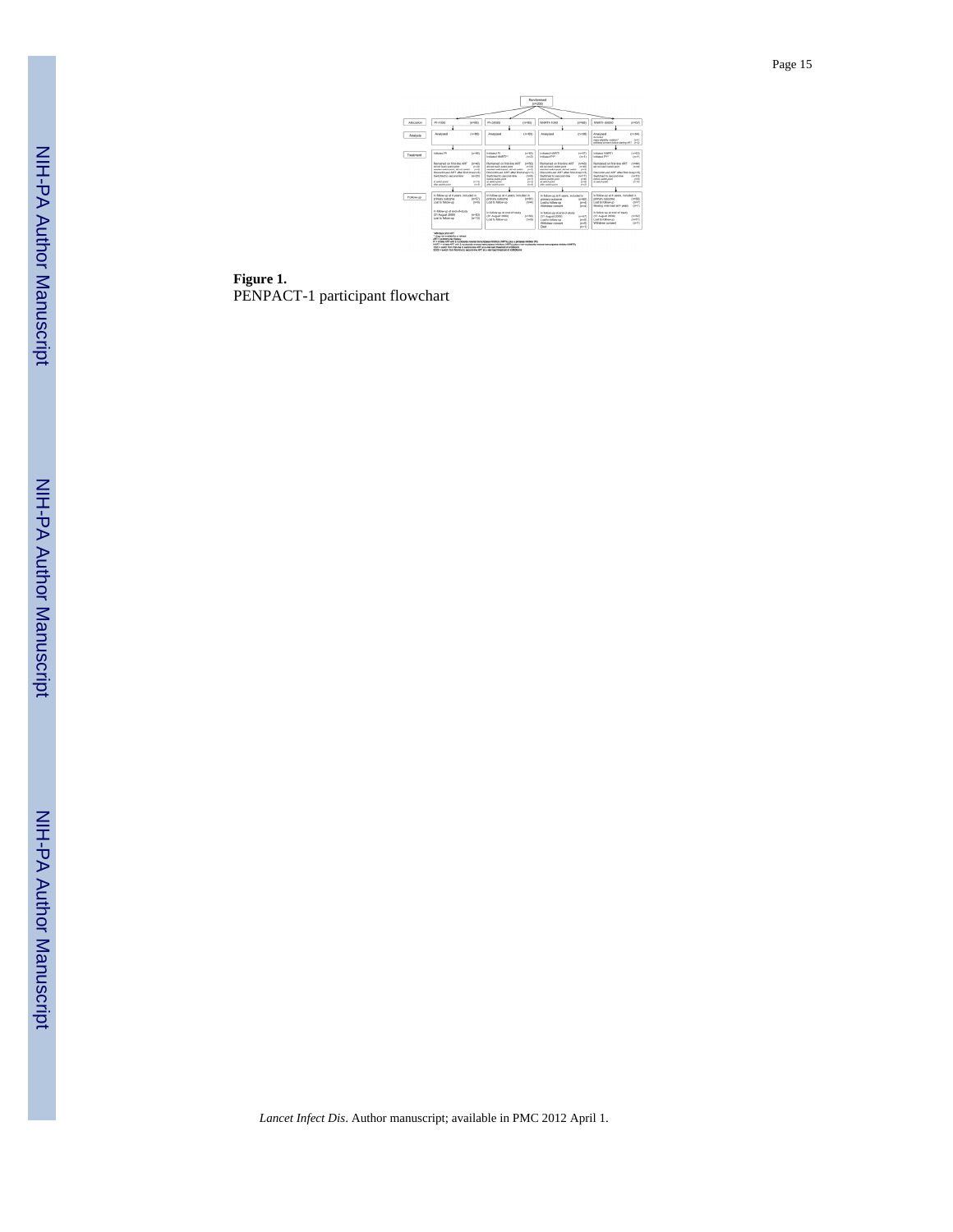**Figure 1.**
PENPACT-1 participant flowchart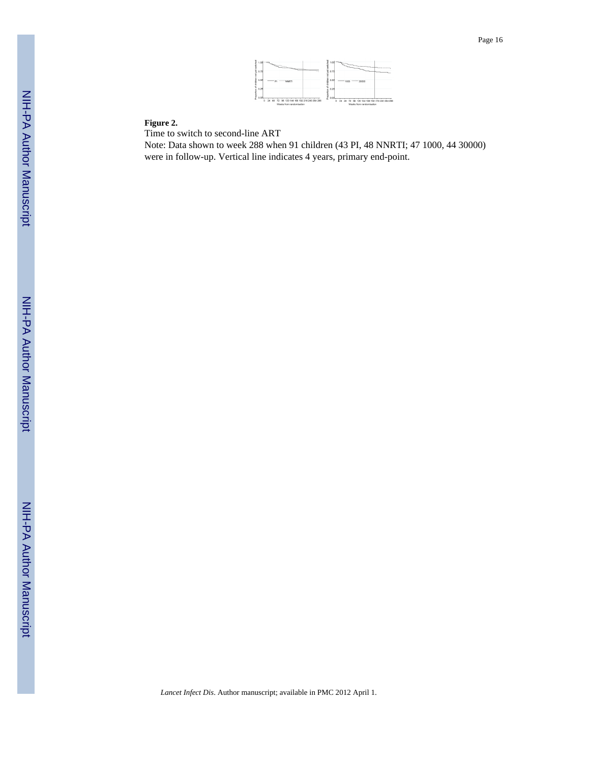**Figure 2.**

Time to switch to second-line ART

Note: Data shown to week 288 when 91 children (43 PI, 48 NNRTI; 47 1000, 44 30000) were in follow-up. Vertical line indicates 4 years, primary end-point.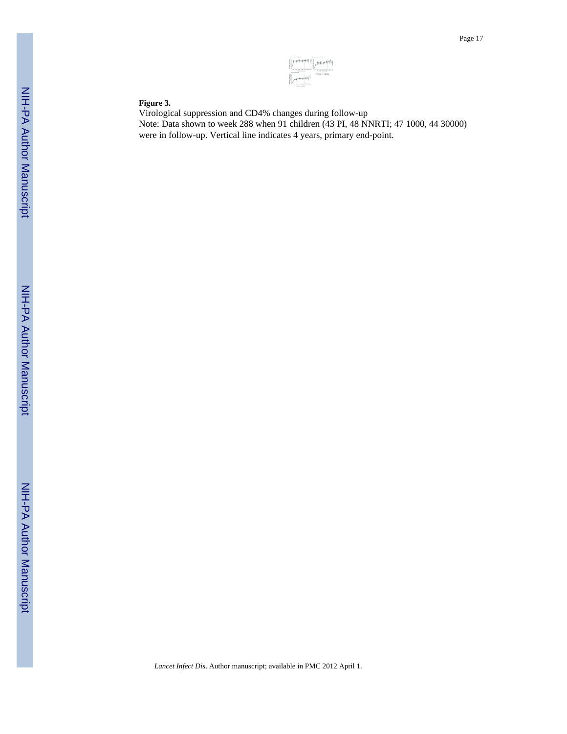**Figure 3.**

Virological suppression and CD4% changes during follow-up

Note: Data shown to week 288 when 91 children (43 PI, 48 NNRTI; 47 1000, 44 30000) were in follow-up. Vertical line indicates 4 years, primary end-point.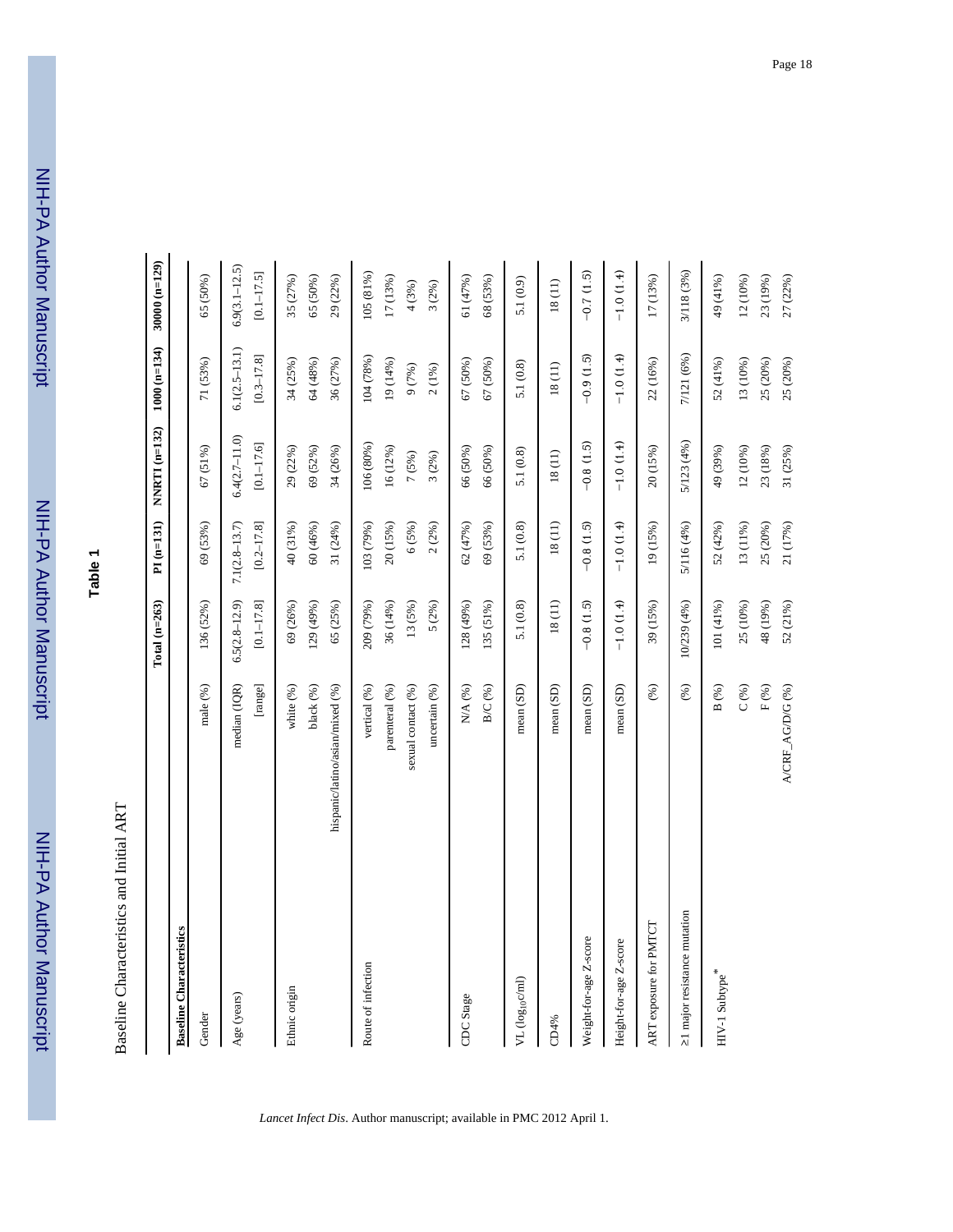# Table 1

Baseline Characteristics and Initial ART

| | | Total (n=263) | PI (n=131) | NNRTI (n=132) | 1000 (n=134) | 30000 (n=129) |
|---|---|---|---|---|---|---|
| **Baseline Characteristics** | | | | | | |
| Gender | male (%) | 136 (52%) | 69 (53%) | 67 (51%) | 71 (53%) | 65 (50%) |
| Age (years) | median (IQR) | 6.5(2.8–12.9) | 7.1(2.8–13.7) | 6.4(2.7–11.0) | 6.1(2.5–13.1) | 6.9(3.1–12.5) |
| | [range] | [0.1–17.8] | [0.2–17.8] | [0.1–17.6] | [0.3–17.8] | [0.1–17.5] |
| Ethnic origin | white (%) | 69 (26%) | 40 (31%) | 29 (22%) | 34 (25%) | 35 (27%) |
| | black (%) | 129 (49%) | 60 (46%) | 69 (52%) | 64 (48%) | 65 (50%) |
| | hispanic/latino/asian/mixed (%) | 65 (25%) | 31 (24%) | 34 (26%) | 36 (27%) | 29 (22%) |
| Route of infection | vertical (%) | 209 (79%) | 103 (79%) | 106 (80%) | 104 (78%) | 105 (81%) |
| | parenteral (%) | 36 (14%) | 20 (15%) | 16 (12%) | 19 (14%) | 17 (13%) |
| | sexual contact (%) | 13 (5%) | 6 (5%) | 7 (5%) | 9 (7%) | 4 (3%) |
| | uncertain (%) | 5 (2%) | 2 (2%) | 3 (2%) | 2 (1%) | 3 (2%) |
| CDC Stage | N/A (%) | 128 (49%) | 62 (47%) | 66 (50%) | 67 (50%) | 61 (47%) |
| | B/C (%) | 135 (51%) | 69 (53%) | 66 (50%) | 67 (50%) | 68 (53%) |
| VL ($log_{10}$c/ml) | mean (SD) | 5.1 (0.8) | 5.1 (0.8) | 5.1 (0.8) | 5.1 (0.8) | 5.1 (0.9) |
| CD4% | mean (SD) | 18 (11) | 18 (11) | 18 (11) | 18 (11) | 18 (11) |
| Weight-for-age Z-score | mean (SD) | −0.8 (1.5) | −0.8 (1.5) | −0.8 (1.5) | −0.9 (1.5) | −0.7 (1.5) |
| Height-for-age Z-score | mean (SD) | −1.0 (1.4) | −1.0 (1.4) | −1.0 (1.4) | −1.0 (1.4) | −1.0 (1.4) |
| ART exposure for PMTCT | (%) | 39 (15%) | 19 (15%) | 20 (15%) | 22 (16%) | 17 (13%) |
| ≥1 major resistance mutation | (%) | 10/239 (4%) | 5/116 (4%) | 5/123 (4%) | 7/121 (6%) | 3/118 (3%) |
| HIV-1 Subtype* | B (%) | 101 (41%) | 52 (42%) | 49 (39%) | 52 (41%) | 49 (41%) |
| | C (%) | 25 (10%) | 13 (11%) | 12 (10%) | 13 (10%) | 12 (10%) |
| | F (%) | 48 (19%) | 25 (20%) | 23 (18%) | 25 (20%) | 23 (19%) |
| | A/CRF_AG/D/G (%) | 52 (21%) | 21 (17%) | 31 (25%) | 25 (20%) | 27 (22%) |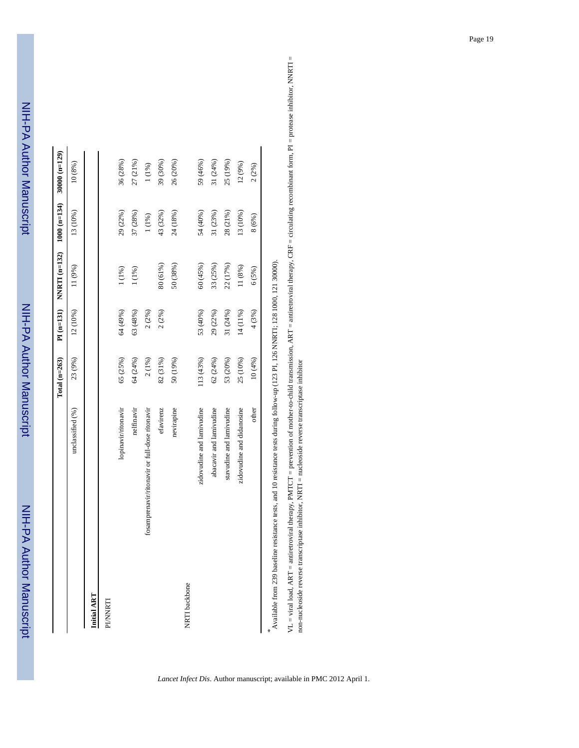| | Total (n=263) | PI (n=131) | NNRTI (n=132) | 1000 (n=134) | 30000 (n=129) |
|---|---|---|---|---|---|
| unclassified (%) | 23 (9%) | 12 (10%) | 11 (9%) | 13 (10%) | 10 (8%) |
| **Initial ART** | | | | | |
| PI/NNRTI | | | | | |
| lopinavir/ritonavir | 65 (25%) | 64 (49%) | 1 (1%) | 29 (22%) | 36 (28%) |
| nelfinavir | 64 (24%) | 63 (48%) | 1 (1%) | 37 (28%) | 27 (21%) |
| fosamprenavir/ritonavir or full-dose ritonavir | 2 (1%) | 2 (2%) | | 1 (1%) | 1 (1%) |
| efavirenz | 82 (31%) | 2 (2%) | 80 (61%) | 43 (32%) | 39 (30%) |
| nevirapine | 50 (19%) | | 50 (38%) | 24 (18%) | 26 (20%) |
| NRTI backbone | | | | | |
| zidovudine and lamivudine | 113 (43%) | 53 (40%) | 60 (45%) | 54 (40%) | 59 (46%) |
| abacavir and lamivudine | 62 (24%) | 29 (22%) | 33 (25%) | 31 (23%) | 31 (24%) |
| stavudine and lamivudine | 53 (20%) | 31 (24%) | 22 (17%) | 28 (21%) | 25 (19%) |
| zidovudine and didanosine | 25 (10%) | 14 (11%) | 11 (8%) | 13 (10%) | 12 (9%) |
| other | 10 (4%) | 4 (3%) | 6 (5%) | 8 (6%) | 2 (2%) |

*Available from 239 baseline resistance tests, and 10 resistance tests during follow-up (123 PI, 126 NNRTI; 128 1000, 121 30000).

VL = viral load, ART = antiretroviral therapy, PMTCT = prevention of mother-to-child transmission, ART = antiretroviral therapy, CRF = circulating recombinant form, PI = protease inhibitor, NNRTI = non-nucleoside reverse transcriptase inhibitor, NRTI = nucleoside reverse transcriptase inhibitor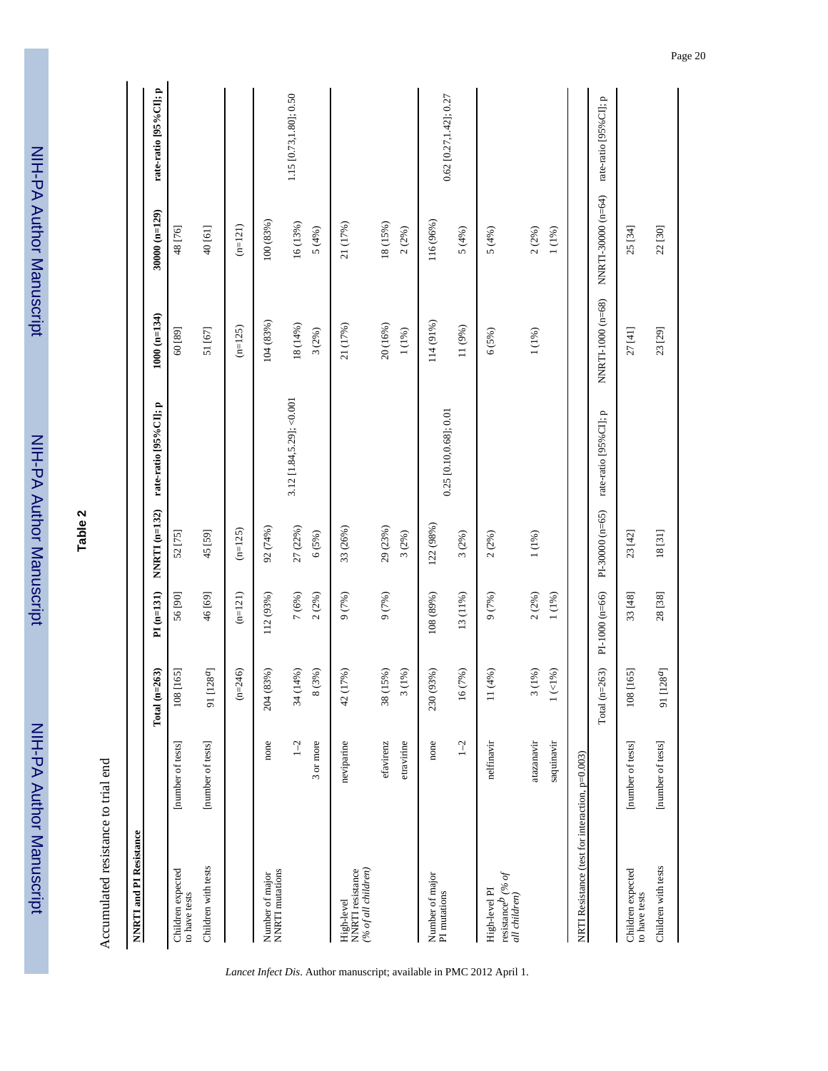**Table 2**

Accumulated resistance to trial end

| NNRTI and PI Resistance | | Total (n=263) | PI (n=131) | NNRTI (n=132) | rate-ratio [95%CI]; p | 1000 (n=134) | 30000 (n=129) | rate-ratio [95%CI]; p |
|---|---|---|---|---|---|---|---|---|
| Children expected to have tests | [number of tests] | 108 [165] | 56 [90] | 52 [75] | | 60 [89] | 48 [76] | |
| Children with tests | [number of tests] | 91 [128[a]] | 46 [69] | 45 [59] | | 51 [67] | 40 [61] | |
| | | (n=246) | (n=121) | (n=125) | | (n=125) | (n=121) | |
| Number of major NNRTI mutations | none | 204 (83%) | 112 (93%) | 92 (74%) | | 104 (83%) | 100 (83%) | |
| | 1–2 | 34 (14%) | 7 (6%) | 27 (22%) | 3.12 [1.84,5.29]; <0.001 | 18 (14%) | 16 (13%) | 1.15 [0.73,1.80]; 0.50 |
| | 3 or more | 8 (3%) | 2 (2%) | 6 (5%) | | 3 (2%) | 5 (4%) | |
| High-level NNRTI resistance *(% of all children)* | nevirapine | 42 (17%) | 9 (7%) | 33 (26%) | | 21 (17%) | 21 (17%) | |
| | efavirenz | 38 (15%) | 9 (7%) | 29 (23%) | | 20 (16%) | 18 (15%) | |
| | etravirine | 3 (1%) | | 3 (2%) | | 1 (1%) | 2 (2%) | |
| Number of major PI mutations | none | 230 (93%) | 108 (89%) | 122 (98%) | 0.25 [0.10,0.68]; 0.01 | 114 (91%) | 116 (96%) | 0.62 [0.27,1.42]; 0.27 |
| | 1–2 | 16 (7%) | 13 (11%) | 3 (2%) | | 11 (9%) | 5 (4%) | |
| High-level PI resistance[b] *(% of all children)* | nelfinavir | 11 (4%) | 9 (7%) | 2 (2%) | | 6 (5%) | 5 (4%) | |
| | atazanavir | 3 (1%) | 2 (2%) | 1 (1%) | | 1 (1%) | 2 (2%) | |
| | saquinavir | 1 (<1%) | 1 (1%) | | | | 1 (1%) | |

| NRTI Resistance (test for interaction, p=0.003) | | Total (n=263) | PI-1000 (n=66) | PI-30000 (n=65) | rate-ratio [95%CI]; p | NNRTI-1000 (n=68) | NNRTI-30000 (n=64) | rate-ratio [95%CI]; p |
|---|---|---|---|---|---|---|---|---|
| Children expected to have tests | [number of tests] | 108 [165] | 33 [48] | 23 [42] | | 27 [41] | 25 [34] | |
| Children with tests | [number of tests] | 91 [128[a]] | 28 [38] | 18 [31] | | 23 [29] | 22 [30] | |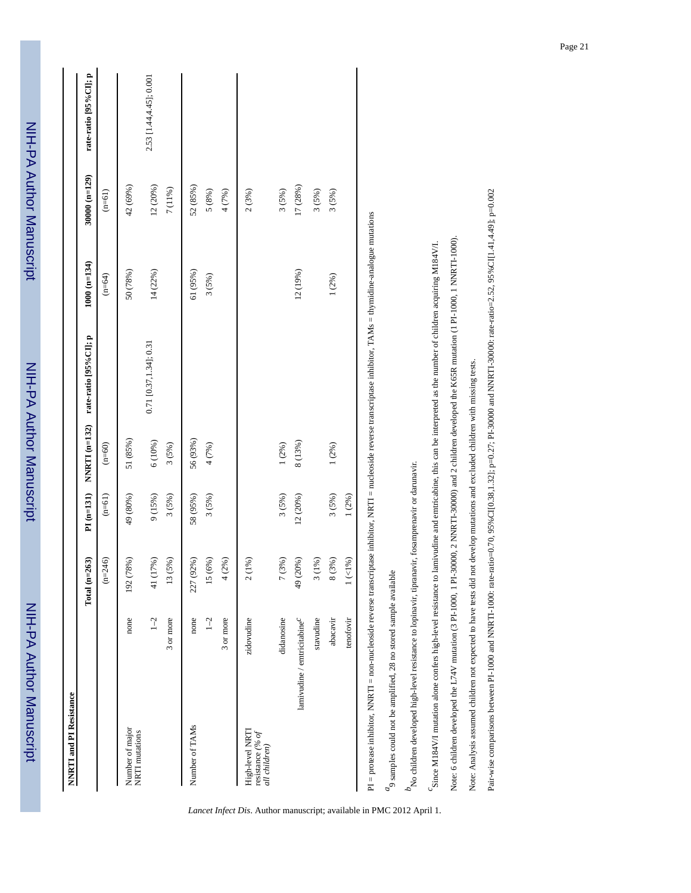**NNRTI and PI Resistance**

| | | Total (n=263) | PI (n=131) | NNRTI (n=132) | rate-ratio [95%CI]; p | 1000 (n=134) | 30000 (n=129) | rate-ratio [95%CI]; p |
|---|---|---|---|---|---|---|---|---|
| | | (n=246) | (n=61) | (n=60) | | (n=64) | (n=61) | |
| Number of major NRTI mutations | none | 192 (78%) | 49 (80%) | 51 (85%) | | 50 (78%) | 42 (69%) | |
| | 1–2 | 41 (17%) | 9 (15%) | 6 (10%) | 0.71 [0.37,1.34]; 0.31 | 14 (22%) | 12 (20%) | 2.53 [1.44,4.45]; 0.001 |
| | 3 or more | 13 (5%) | 3 (5%) | 3 (5%) | | | 7 (11%) | |
| Number of TAMs | none | 227 (92%) | 58 (95%) | 56 (93%) | | 61 (95%) | 52 (85%) | |
| | 1–2 | 15 (6%) | 3 (5%) | 4 (7%) | | 3 (5%) | 5 (8%) | |
| | 3 or more | 4 (2%) | | | | | 4 (7%) | |
| High-level NRTI resistance *(% of all children)* | zidovudine | 2 (1%) | | | | | 2 (3%) | |
| | didanosine | 7 (3%) | 3 (5%) | 1 (2%) | | | 3 (5%) | |
| | lamivudine / emtricitabine[c] | 49 (20%) | 12 (20%) | 8 (13%) | | 12 (19%) | 17 (28%) | |
| | stavudine | 3 (1%) | | | | | 3 (5%) | |
| | abacavir | 8 (3%) | 3 (5%) | 1 (2%) | | 1 (2%) | 3 (5%) | |
| | tenofovir | 1 (<1%) | 1 (2%) | | | | | |

PI = protease inhibitor, NNRTI = non-nucleoside reverse transcriptase inhibitor, NRTI = nucleoside reverse transcriptase inhibitor, TAMs = thymidine-analogue mutations

[a]9 samples could not be amplified, 28 no stored sample available

[b]No children developed high-level resistance to lopinavir, tipranavir, fosamprenavir or darunavir.

[c]Since M184V/I mutation alone confers high-level resistance to lamivudine and emtricabine, this can be interpreted as the number of children acquiring M184V/I.

Note: 6 children developed the L74V mutation (3 PI-1000, 1 PI-30000, 2 NNRTI-30000) and 2 children developed the K65R mutation (1 PI-1000, 1 NNRTI-1000).

Note: Analysis assumed children not expected to have tests did not develop mutations and excluded children with missing tests.

Pair-wise comparisons between PI-1000 and NNRTI-1000: rate-ratio=0.70, 95%CI[0.38,1.32]; p=0.27; PI-30000 and NNRTI-30000: rate-ratio=2.52, 95%CI[1.41,4.49]; p=0.002